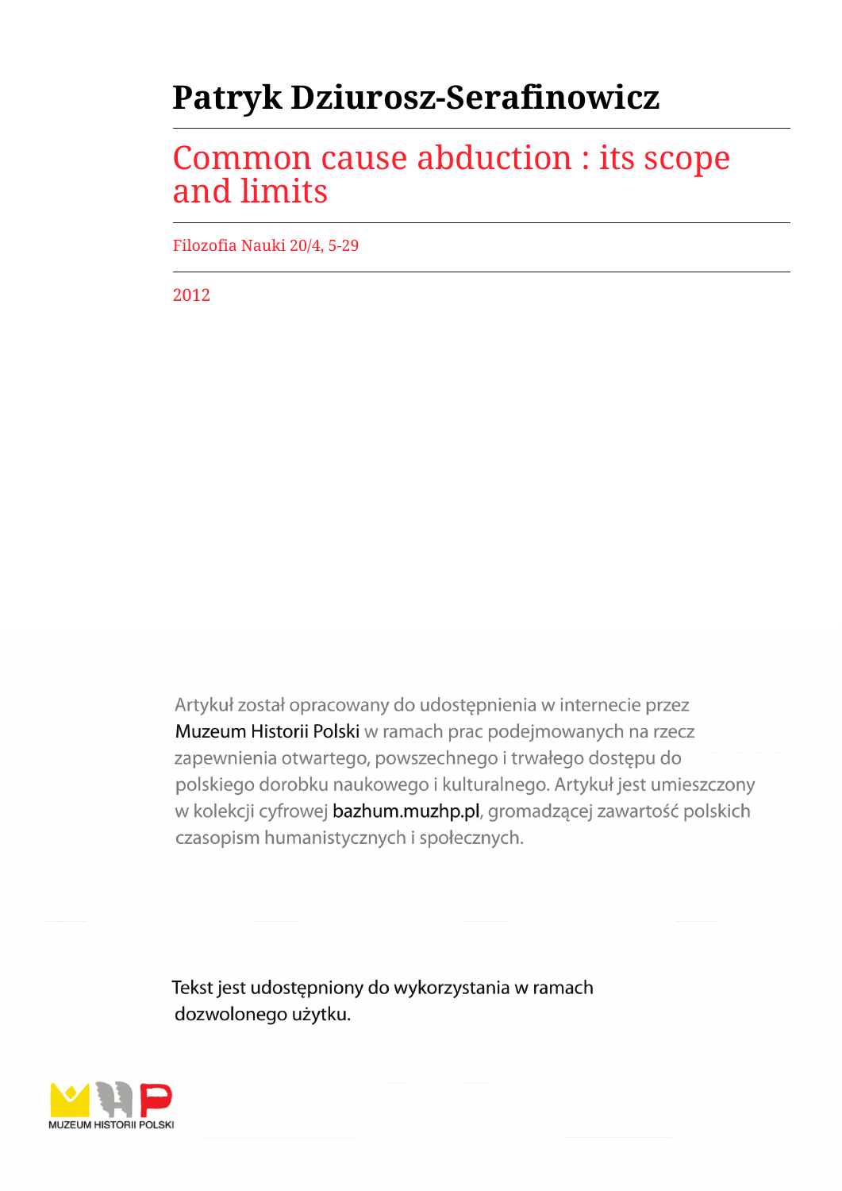# Patryk Dziurosz-Serafinowicz

## Common cause abduction : its scope and limits

Filozofia Nauki 20/4, 5-29

2012

Artykuł został opracowany do udostępnienia w internecie przez Muzeum Historii Polski w ramach prac podejmowanych na rzecz zapewnienia otwartego, powszechnego i trwałego dostępu do polskiego dorobku naukowego i kulturalnego. Artykuł jest umieszczony w kolekcji cyfrowej bazhum.muzhp.pl, gromadzącej zawartość polskich czasopism humanistycznych i społecznych.

Tekst jest udostępniony do wykorzystania w ramach dozwolonego użytku.

MUZEUM HISTORII POLSKI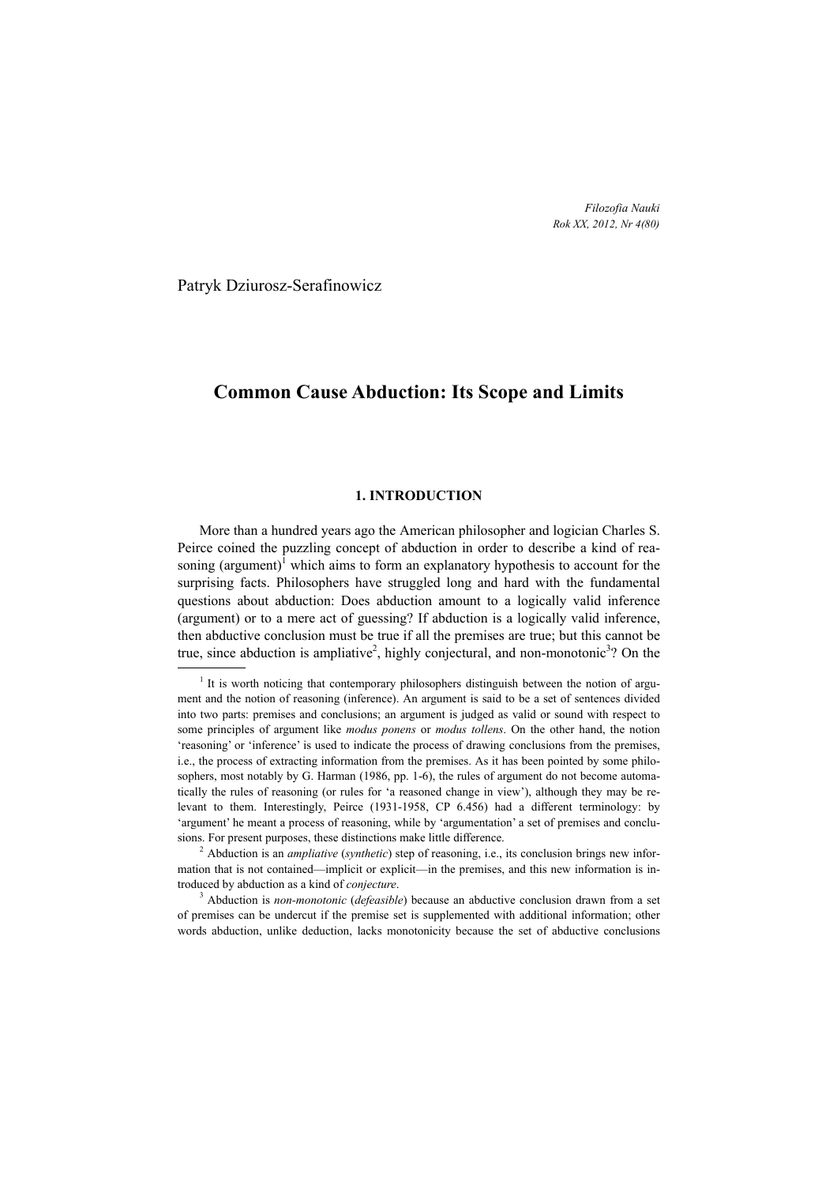Patryk Dziurosz-Serafinowicz

# Common Cause Abduction: Its Scope and Limits

## 1. INTRODUCTION

More than a hundred years ago the American philosopher and logician Charles S. Peirce coined the puzzling concept of abduction in order to describe a kind of reasoning (argument)[1] which aims to form an explanatory hypothesis to account for the surprising facts. Philosophers have struggled long and hard with the fundamental questions about abduction: Does abduction amount to a logically valid inference (argument) or to a mere act of guessing? If abduction is a logically valid inference, then abductive conclusion must be true if all the premises are true; but this cannot be true, since abduction is ampliative[2], highly conjectural, and non-monotonic[3]? On the

---

[1] It is worth noticing that contemporary philosophers distinguish between the notion of argument and the notion of reasoning (inference). An argument is said to be a set of sentences divided into two parts: premises and conclusions; an argument is judged as valid or sound with respect to some principles of argument like *modus ponens* or *modus tollens*. On the other hand, the notion 'reasoning' or 'inference' is used to indicate the process of drawing conclusions from the premises, i.e., the process of extracting information from the premises. As it has been pointed by some philosophers, most notably by G. Harman (1986, pp. 1-6), the rules of argument do not become automatically the rules of reasoning (or rules for 'a reasoned change in view'), although they may be relevant to them. Interestingly, Peirce (1931-1958, CP 6.456) had a different terminology: by 'argument' he meant a process of reasoning, while by 'argumentation' a set of premises and conclusions. For present purposes, these distinctions make little difference.

[2] Abduction is an *ampliative* (*synthetic*) step of reasoning, i.e., its conclusion brings new information that is not contained—implicit or explicit—in the premises, and this new information is introduced by abduction as a kind of *conjecture*.

[3] Abduction is *non-monotonic* (*defeasible*) because an abductive conclusion drawn from a set of premises can be undercut if the premise set is supplemented with additional information; other words abduction, unlike deduction, lacks monotonicity because the set of abductive conclusions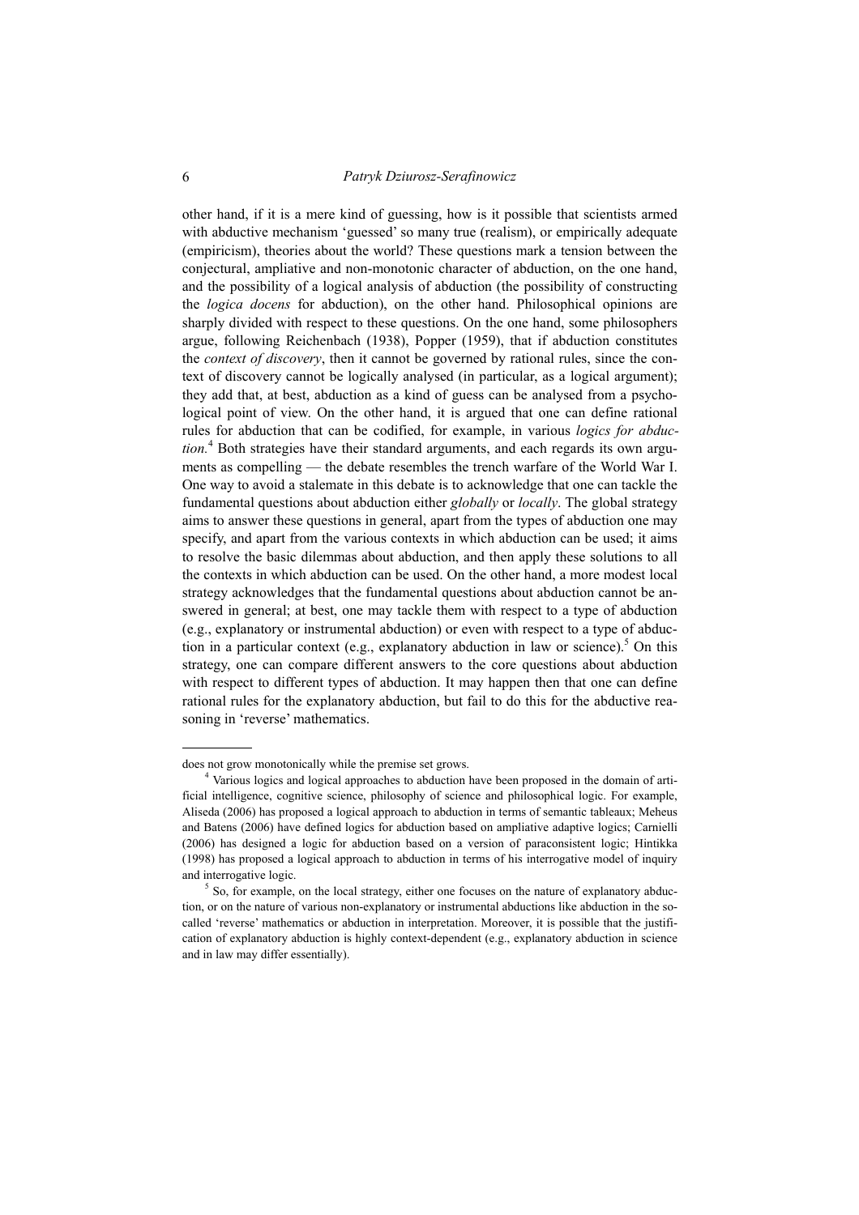other hand, if it is a mere kind of guessing, how is it possible that scientists armed with abductive mechanism 'guessed' so many true (realism), or empirically adequate (empiricism), theories about the world? These questions mark a tension between the conjectural, ampliative and non-monotonic character of abduction, on the one hand, and the possibility of a logical analysis of abduction (the possibility of constructing the *logica docens* for abduction), on the other hand. Philosophical opinions are sharply divided with respect to these questions. On the one hand, some philosophers argue, following Reichenbach (1938), Popper (1959), that if abduction constitutes the *context of discovery*, then it cannot be governed by rational rules, since the context of discovery cannot be logically analysed (in particular, as a logical argument); they add that, at best, abduction as a kind of guess can be analysed from a psychological point of view. On the other hand, it is argued that one can define rational rules for abduction that can be codified, for example, in various *logics for abduction*.[4] Both strategies have their standard arguments, and each regards its own arguments as compelling — the debate resembles the trench warfare of the World War I. One way to avoid a stalemate in this debate is to acknowledge that one can tackle the fundamental questions about abduction either *globally* or *locally*. The global strategy aims to answer these questions in general, apart from the types of abduction one may specify, and apart from the various contexts in which abduction can be used; it aims to resolve the basic dilemmas about abduction, and then apply these solutions to all the contexts in which abduction can be used. On the other hand, a more modest local strategy acknowledges that the fundamental questions about abduction cannot be answered in general; at best, one may tackle them with respect to a type of abduction (e.g., explanatory or instrumental abduction) or even with respect to a type of abduction in a particular context (e.g., explanatory abduction in law or science).[5] On this strategy, one can compare different answers to the core questions about abduction with respect to different types of abduction. It may happen then that one can define rational rules for the explanatory abduction, but fail to do this for the abductive reasoning in 'reverse' mathematics.

---

does not grow monotonically while the premise set grows.

[4] Various logics and logical approaches to abduction have been proposed in the domain of artificial intelligence, cognitive science, philosophy of science and philosophical logic. For example, Aliseda (2006) has proposed a logical approach to abduction in terms of semantic tableaux; Meheus and Batens (2006) have defined logics for abduction based on ampliative adaptive logics; Carnielli (2006) has designed a logic for abduction based on a version of paraconsistent logic; Hintikka (1998) has proposed a logical approach to abduction in terms of his interrogative model of inquiry and interrogative logic.

[5] So, for example, on the local strategy, either one focuses on the nature of explanatory abduction, or on the nature of various non-explanatory or instrumental abductions like abduction in the so-called 'reverse' mathematics or abduction in interpretation. Moreover, it is possible that the justification of explanatory abduction is highly context-dependent (e.g., explanatory abduction in science and in law may differ essentially).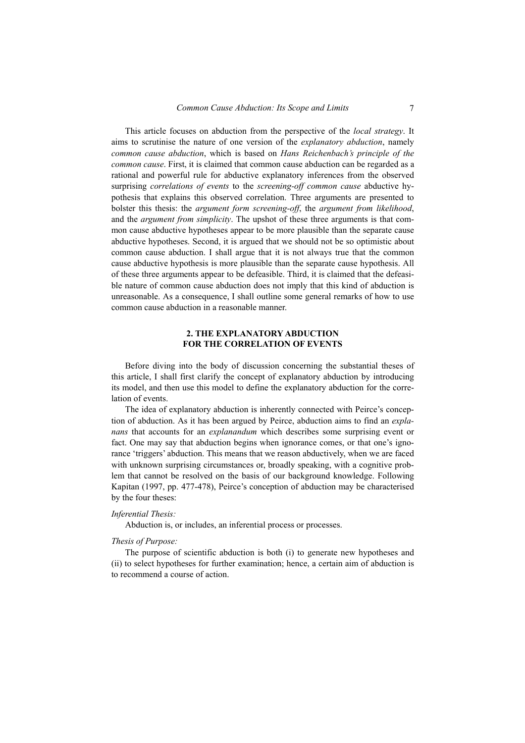This article focuses on abduction from the perspective of the *local strategy*. It aims to scrutinise the nature of one version of the *explanatory abduction*, namely *common cause abduction*, which is based on *Hans Reichenbach's principle of the common cause*. First, it is claimed that common cause abduction can be regarded as a rational and powerful rule for abductive explanatory inferences from the observed surprising *correlations of events* to the *screening-off common cause* abductive hypothesis that explains this observed correlation. Three arguments are presented to bolster this thesis: the *argument form screening-off*, the *argument from likelihood*, and the *argument from simplicity*. The upshot of these three arguments is that common cause abductive hypotheses appear to be more plausible than the separate cause abductive hypotheses. Second, it is argued that we should not be so optimistic about common cause abduction. I shall argue that it is not always true that the common cause abductive hypothesis is more plausible than the separate cause hypothesis. All of these three arguments appear to be defeasible. Third, it is claimed that the defeasible nature of common cause abduction does not imply that this kind of abduction is unreasonable. As a consequence, I shall outline some general remarks of how to use common cause abduction in a reasonable manner.

## 2. THE EXPLANATORY ABDUCTION FOR THE CORRELATION OF EVENTS

Before diving into the body of discussion concerning the substantial theses of this article, I shall first clarify the concept of explanatory abduction by introducing its model, and then use this model to define the explanatory abduction for the correlation of events.

The idea of explanatory abduction is inherently connected with Peirce's conception of abduction. As it has been argued by Peirce, abduction aims to find an *explanans* that accounts for an *explanandum* which describes some surprising event or fact. One may say that abduction begins when ignorance comes, or that one's ignorance 'triggers' abduction. This means that we reason abductively, when we are faced with unknown surprising circumstances or, broadly speaking, with a cognitive problem that cannot be resolved on the basis of our background knowledge. Following Kapitan (1997, pp. 477-478), Peirce's conception of abduction may be characterised by the four theses:

*Inferential Thesis:*

Abduction is, or includes, an inferential process or processes.

*Thesis of Purpose:*

The purpose of scientific abduction is both (i) to generate new hypotheses and (ii) to select hypotheses for further examination; hence, a certain aim of abduction is to recommend a course of action.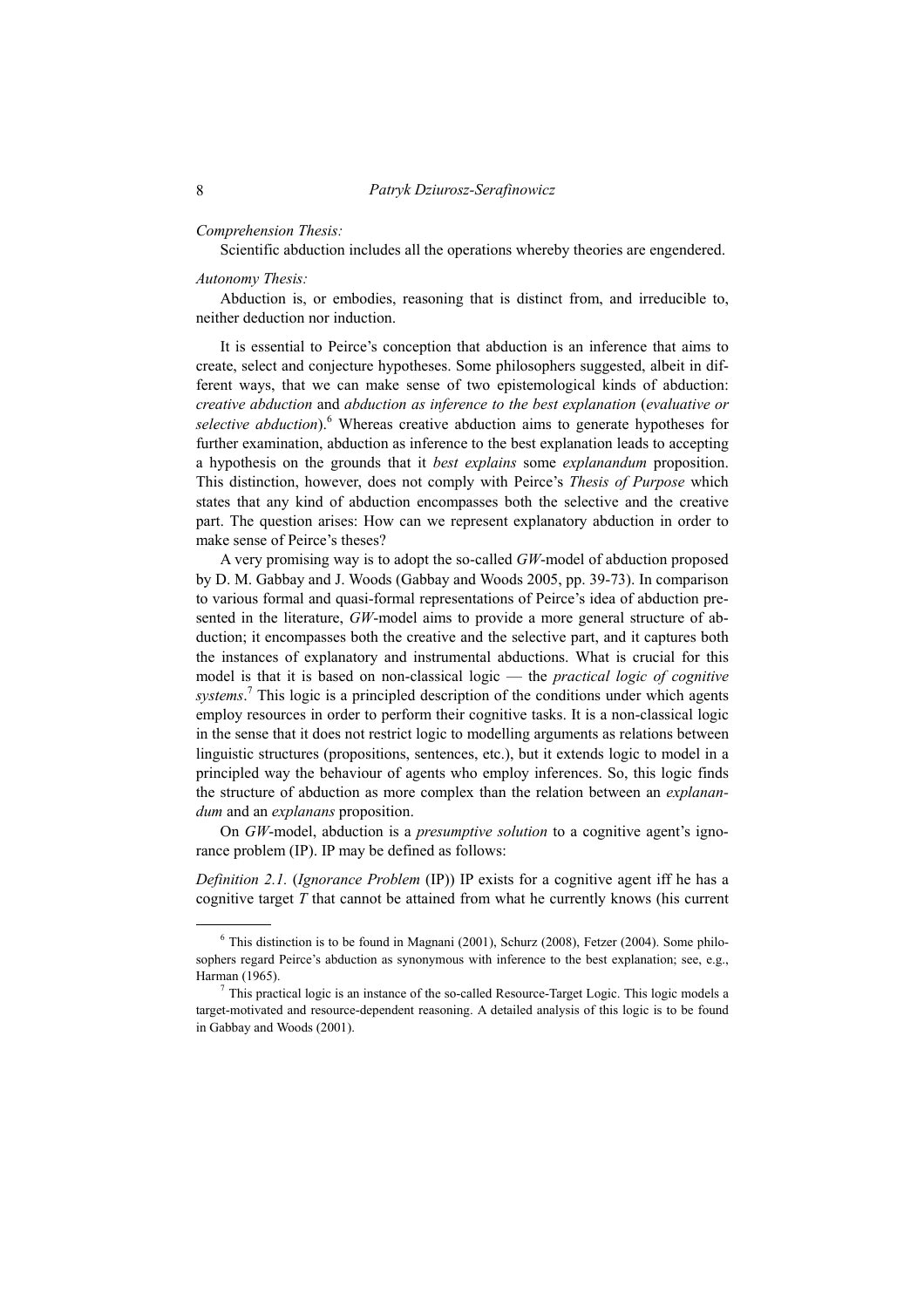*Comprehension Thesis:*

Scientific abduction includes all the operations whereby theories are engendered.

*Autonomy Thesis:*

Abduction is, or embodies, reasoning that is distinct from, and irreducible to, neither deduction nor induction.

It is essential to Peirce's conception that abduction is an inference that aims to create, select and conjecture hypotheses. Some philosophers suggested, albeit in different ways, that we can make sense of two epistemological kinds of abduction: *creative abduction* and *abduction as inference to the best explanation* (*evaluative or selective abduction*).[6] Whereas creative abduction aims to generate hypotheses for further examination, abduction as inference to the best explanation leads to accepting a hypothesis on the grounds that it *best explains* some *explanandum* proposition. This distinction, however, does not comply with Peirce's *Thesis of Purpose* which states that any kind of abduction encompasses both the selective and the creative part. The question arises: How can we represent explanatory abduction in order to make sense of Peirce's theses?

A very promising way is to adopt the so-called *GW*-model of abduction proposed by D. M. Gabbay and J. Woods (Gabbay and Woods 2005, pp. 39-73). In comparison to various formal and quasi-formal representations of Peirce's idea of abduction presented in the literature, *GW*-model aims to provide a more general structure of abduction; it encompasses both the creative and the selective part, and it captures both the instances of explanatory and instrumental abductions. What is crucial for this model is that it is based on non-classical logic — the *practical logic of cognitive systems*.[7] This logic is a principled description of the conditions under which agents employ resources in order to perform their cognitive tasks. It is a non-classical logic in the sense that it does not restrict logic to modelling arguments as relations between linguistic structures (propositions, sentences, etc.), but it extends logic to model in a principled way the behaviour of agents who employ inferences. So, this logic finds the structure of abduction as more complex than the relation between an *explanandum* and an *explanans* proposition.

On *GW*-model, abduction is a *presumptive solution* to a cognitive agent's ignorance problem (IP). IP may be defined as follows:

*Definition 2.1.* (*Ignorance Problem* (IP)) IP exists for a cognitive agent iff he has a cognitive target $T$ that cannot be attained from what he currently knows (his current

---

[6] This distinction is to be found in Magnani (2001), Schurz (2008), Fetzer (2004). Some philosophers regard Peirce's abduction as synonymous with inference to the best explanation; see, e.g., Harman (1965).

[7] This practical logic is an instance of the so-called Resource-Target Logic. This logic models a target-motivated and resource-dependent reasoning. A detailed analysis of this logic is to be found in Gabbay and Woods (2001).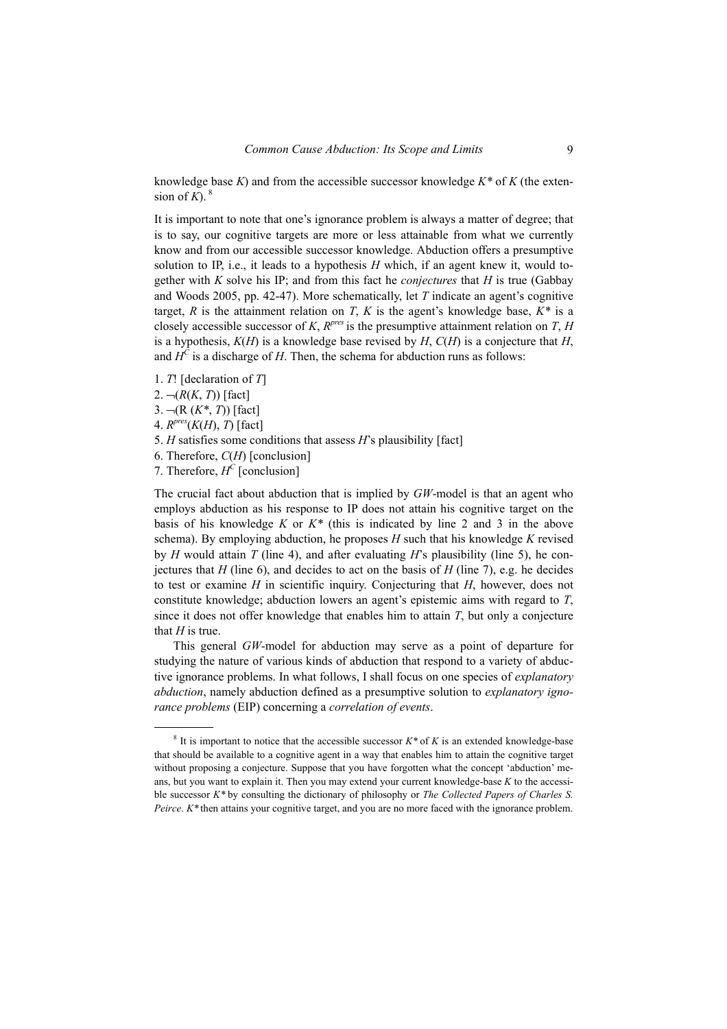knowledge base $K$) and from the accessible successor knowledge $K^*$ of $K$ (the extension of $K$). [8]

It is important to note that one's ignorance problem is always a matter of degree; that is to say, our cognitive targets are more or less attainable from what we currently know and from our accessible successor knowledge. Abduction offers a presumptive solution to IP, i.e., it leads to a hypothesis $H$ which, if an agent knew it, would together with $K$ solve his IP; and from this fact he *conjectures* that $H$ is true (Gabbay and Woods 2005, pp. 42-47). More schematically, let $T$ indicate an agent's cognitive target, $R$ is the attainment relation on $T$, $K$ is the agent's knowledge base, $K^*$ is a closely accessible successor of $K$, $R^{pres}$ is the presumptive attainment relation on $T$, $H$ is a hypothesis, $K(H)$ is a knowledge base revised by $H$, $C(H)$ is a conjecture that $H$, and $H^C$ is a discharge of $H$. Then, the schema for abduction runs as follows:

1. $T!$ [declaration of $T$]
2. $\neg(R(K, T))$ [fact]
3. $\neg(R(K^*, T))$ [fact]
4. $R^{pres}(K(H), T)$ [fact]
5. $H$ satisfies some conditions that assess $H$'s plausibility [fact]
6. Therefore, $C(H)$ [conclusion]
7. Therefore, $H^C$ [conclusion]

The crucial fact about abduction that is implied by *GW*-model is that an agent who employs abduction as his response to IP does not attain his cognitive target on the basis of his knowledge $K$ or $K^*$ (this is indicated by line 2 and 3 in the above schema). By employing abduction, he proposes $H$ such that his knowledge $K$ revised by $H$ would attain $T$ (line 4), and after evaluating $H$'s plausibility (line 5), he conjectures that $H$ (line 6), and decides to act on the basis of $H$ (line 7), e.g. he decides to test or examine $H$ in scientific inquiry. Conjecturing that $H$, however, does not constitute knowledge; abduction lowers an agent's epistemic aims with regard to $T$, since it does not offer knowledge that enables him to attain $T$, but only a conjecture that $H$ is true.

This general *GW*-model for abduction may serve as a point of departure for studying the nature of various kinds of abduction that respond to a variety of abductive ignorance problems. In what follows, I shall focus on one species of *explanatory abduction*, namely abduction defined as a presumptive solution to *explanatory ignorance problems* (EIP) concerning a *correlation of events*.

---

[8] It is important to notice that the accessible successor $K^*$ of $K$ is an extended knowledge-base that should be available to a cognitive agent in a way that enables him to attain the cognitive target without proposing a conjecture. Suppose that you have forgotten what the concept 'abduction' means, but you want to explain it. Then you may extend your current knowledge-base $K$ to the accessible successor $K^*$ by consulting the dictionary of philosophy or *The Collected Papers of Charles S. Peirce*. $K^*$ then attains your cognitive target, and you are no more faced with the ignorance problem.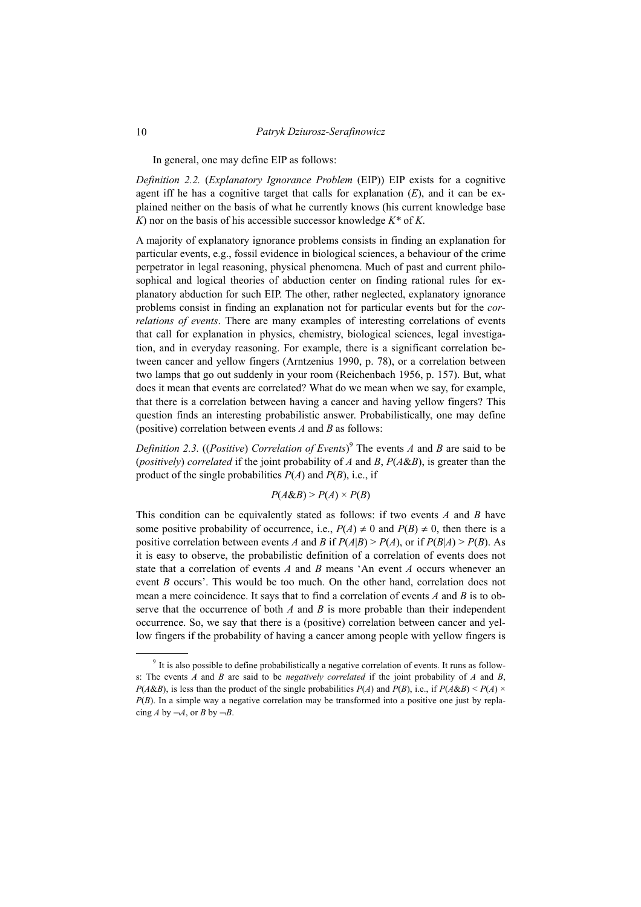In general, one may define EIP as follows:

*Definition 2.2.* (*Explanatory Ignorance Problem* (EIP)) EIP exists for a cognitive agent iff he has a cognitive target that calls for explanation ($E$), and it can be explained neither on the basis of what he currently knows (his current knowledge base $K$) nor on the basis of his accessible successor knowledge $K^*$ of $K$.

A majority of explanatory ignorance problems consists in finding an explanation for particular events, e.g., fossil evidence in biological sciences, a behaviour of the crime perpetrator in legal reasoning, physical phenomena. Much of past and current philosophical and logical theories of abduction center on finding rational rules for explanatory abduction for such EIP. The other, rather neglected, explanatory ignorance problems consist in finding an explanation not for particular events but for the *correlations of events*. There are many examples of interesting correlations of events that call for explanation in physics, chemistry, biological sciences, legal investigation, and in everyday reasoning. For example, there is a significant correlation between cancer and yellow fingers (Arntzenius 1990, p. 78), or a correlation between two lamps that go out suddenly in your room (Reichenbach 1956, p. 157). But, what does it mean that events are correlated? What do we mean when we say, for example, that there is a correlation between having a cancer and having yellow fingers? This question finds an interesting probabilistic answer. Probabilistically, one may define (positive) correlation between events $A$ and $B$ as follows:

*Definition 2.3.* ((*Positive*) *Correlation of Events*)[9] The events $A$ and $B$ are said to be (*positively*) *correlated* if the joint probability of $A$ and $B$, $P(A\&B)$, is greater than the product of the single probabilities $P(A)$ and $P(B)$, i.e., if

$$P(A\&B) > P(A) \times P(B)$$

This condition can be equivalently stated as follows: if two events $A$ and $B$ have some positive probability of occurrence, i.e., $P(A) \neq 0$ and $P(B) \neq 0$, then there is a positive correlation between events $A$ and $B$ if $P(A|B) > P(A)$, or if $P(B|A) > P(B)$. As it is easy to observe, the probabilistic definition of a correlation of events does not state that a correlation of events $A$ and $B$ means 'An event $A$ occurs whenever an event $B$ occurs'. This would be too much. On the other hand, correlation does not mean a mere coincidence. It says that to find a correlation of events $A$ and $B$ is to observe that the occurrence of both $A$ and $B$ is more probable than their independent occurrence. So, we say that there is a (positive) correlation between cancer and yellow fingers if the probability of having a cancer among people with yellow fingers is

[9] It is also possible to define probabilistically a negative correlation of events. It runs as follows: The events $A$ and $B$ are said to be *negatively correlated* if the joint probability of $A$ and $B$, $P(A\&B)$, is less than the product of the single probabilities $P(A)$ and $P(B)$, i.e., if $P(A\&B) < P(A) \times P(B)$. In a simple way a negative correlation may be transformed into a positive one just by replacing $A$ by $\neg A$, or $B$ by $\neg B$.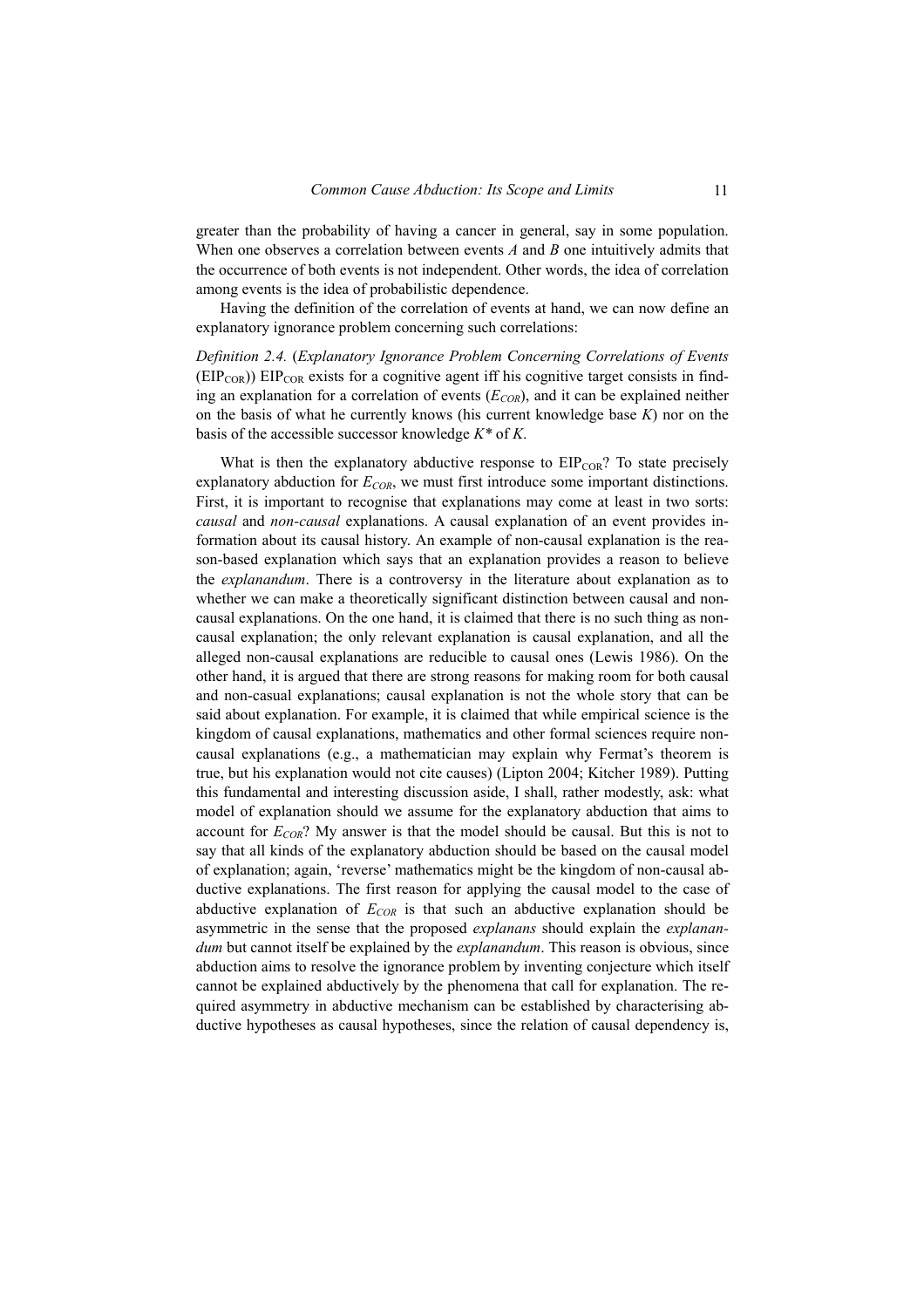greater than the probability of having a cancer in general, say in some population. When one observes a correlation between events $A$ and $B$ one intuitively admits that the occurrence of both events is not independent. Other words, the idea of correlation among events is the idea of probabilistic dependence.

Having the definition of the correlation of events at hand, we can now define an explanatory ignorance problem concerning such correlations:

*Definition 2.4.* (*Explanatory Ignorance Problem Concerning Correlations of Events* ($EIP_{COR}$)) $EIP_{COR}$ exists for a cognitive agent iff his cognitive target consists in finding an explanation for a correlation of events ($E_{COR}$), and it can be explained neither on the basis of what he currently knows (his current knowledge base $K$) nor on the basis of the accessible successor knowledge $K^*$ of $K$.

What is then the explanatory abductive response to $EIP_{COR}$? To state precisely explanatory abduction for $E_{COR}$, we must first introduce some important distinctions. First, it is important to recognise that explanations may come at least in two sorts: *causal* and *non-causal* explanations. A causal explanation of an event provides information about its causal history. An example of non-causal explanation is the reason-based explanation which says that an explanation provides a reason to believe the *explanandum*. There is a controversy in the literature about explanation as to whether we can make a theoretically significant distinction between causal and non-causal explanations. On the one hand, it is claimed that there is no such thing as non-causal explanation; the only relevant explanation is causal explanation, and all the alleged non-causal explanations are reducible to causal ones (Lewis 1986). On the other hand, it is argued that there are strong reasons for making room for both causal and non-casual explanations; causal explanation is not the whole story that can be said about explanation. For example, it is claimed that while empirical science is the kingdom of causal explanations, mathematics and other formal sciences require non-causal explanations (e.g., a mathematician may explain why Fermat's theorem is true, but his explanation would not cite causes) (Lipton 2004; Kitcher 1989). Putting this fundamental and interesting discussion aside, I shall, rather modestly, ask: what model of explanation should we assume for the explanatory abduction that aims to account for $E_{COR}$? My answer is that the model should be causal. But this is not to say that all kinds of the explanatory abduction should be based on the causal model of explanation; again, 'reverse' mathematics might be the kingdom of non-causal abductive explanations. The first reason for applying the causal model to the case of abductive explanation of $E_{COR}$ is that such an abductive explanation should be asymmetric in the sense that the proposed *explanans* should explain the *explanandum* but cannot itself be explained by the *explanandum*. This reason is obvious, since abduction aims to resolve the ignorance problem by inventing conjecture which itself cannot be explained abductively by the phenomena that call for explanation. The required asymmetry in abductive mechanism can be established by characterising abductive hypotheses as causal hypotheses, since the relation of causal dependency is,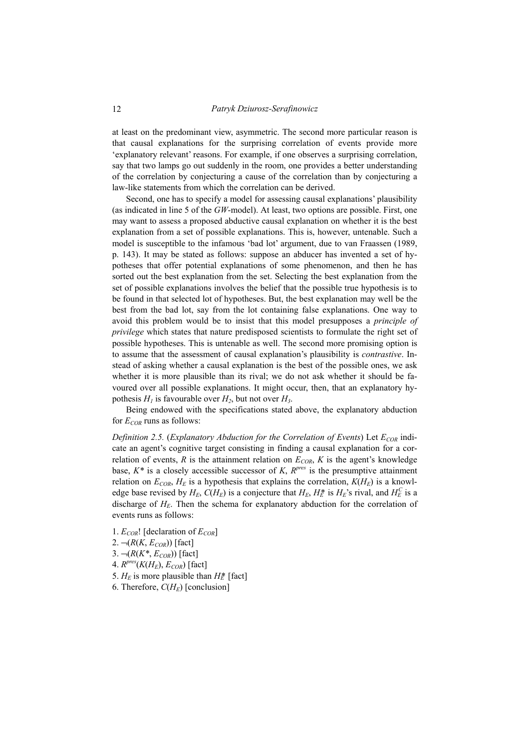at least on the predominant view, asymmetric. The second more particular reason is that causal explanations for the surprising correlation of events provide more 'explanatory relevant' reasons. For example, if one observes a surprising correlation, say that two lamps go out suddenly in the room, one provides a better understanding of the correlation by conjecturing a cause of the correlation than by conjecturing a law-like statements from which the correlation can be derived.

Second, one has to specify a model for assessing causal explanations' plausibility (as indicated in line 5 of the *GW*-model). At least, two options are possible. First, one may want to assess a proposed abductive causal explanation on whether it is the best explanation from a set of possible explanations. This is, however, untenable. Such a model is susceptible to the infamous 'bad lot' argument, due to van Fraassen (1989, p. 143). It may be stated as follows: suppose an abducer has invented a set of hypotheses that offer potential explanations of some phenomenon, and then he has sorted out the best explanation from the set. Selecting the best explanation from the set of possible explanations involves the belief that the possible true hypothesis is to be found in that selected lot of hypotheses. But, the best explanation may well be the best from the bad lot, say from the lot containing false explanations. One way to avoid this problem would be to insist that this model presupposes a *principle of privilege* which states that nature predisposed scientists to formulate the right set of possible hypotheses. This is untenable as well. The second more promising option is to assume that the assessment of causal explanation's plausibility is *contrastive*. Instead of asking whether a causal explanation is the best of the possible ones, we ask whether it is more plausible than its rival; we do not ask whether it should be favoured over all possible explanations. It might occur, then, that an explanatory hypothesis $H_1$ is favourable over $H_2$, but not over $H_3$.

Being endowed with the specifications stated above, the explanatory abduction for $E_{COR}$ runs as follows:

*Definition 2.5.* (*Explanatory Abduction for the Correlation of Events*) Let $E_{COR}$ indicate an agent's cognitive target consisting in finding a causal explanation for a correlation of events, $R$ is the attainment relation on $E_{COR}$, $K$ is the agent's knowledge base, $K^*$ is a closely accessible successor of $K$, $R^{pres}$ is the presumptive attainment relation on $E_{COR}$, $H_E$ is a hypothesis that explains the correlation, $K(H_E)$ is a knowledge base revised by $H_E$, $C(H_E)$ is a conjecture that $H_E$, $H_E^*$ is $H_E$'s rival, and $H_E^C$ is a discharge of $H_E$. Then the schema for explanatory abduction for the correlation of events runs as follows:

1. $E_{COR}!$ [declaration of $E_{COR}$]
2. $\neg(R(K, E_{COR}))$ [fact]
3. $\neg(R(K^*, E_{COR}))$ [fact]
4. $R^{pres}(K(H_E), E_{COR})$ [fact]
5. $H_E$ is more plausible than $H_E^*$ [fact]
6. Therefore, $C(H_E)$ [conclusion]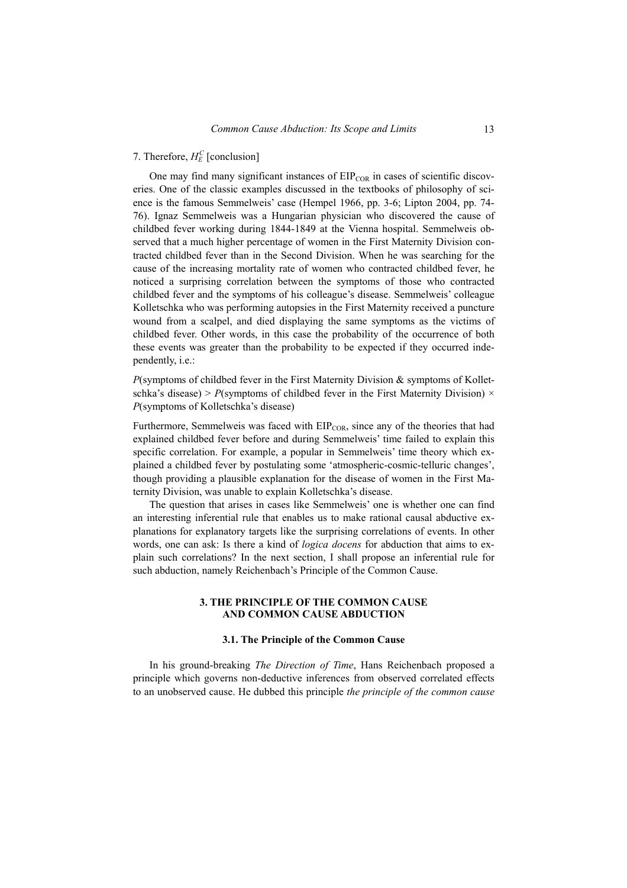7. Therefore, $H_E^C$ [conclusion]

One may find many significant instances of $\text{EIP}_{\text{COR}}$ in cases of scientific discoveries. One of the classic examples discussed in the textbooks of philosophy of science is the famous Semmelweis' case (Hempel 1966, pp. 3-6; Lipton 2004, pp. 74-76). Ignaz Semmelweis was a Hungarian physician who discovered the cause of childbed fever working during 1844-1849 at the Vienna hospital. Semmelweis observed that a much higher percentage of women in the First Maternity Division contracted childbed fever than in the Second Division. When he was searching for the cause of the increasing mortality rate of women who contracted childbed fever, he noticed a surprising correlation between the symptoms of those who contracted childbed fever and the symptoms of his colleague's disease. Semmelweis' colleague Kolletschka who was performing autopsies in the First Maternity received a puncture wound from a scalpel, and died displaying the same symptoms as the victims of childbed fever. Other words, in this case the probability of the occurrence of both these events was greater than the probability to be expected if they occurred independently, i.e.:

*P*(symptoms of childbed fever in the First Maternity Division & symptoms of Kolletschka's disease) > *P*(symptoms of childbed fever in the First Maternity Division) × *P*(symptoms of Kolletschka's disease)

Furthermore, Semmelweis was faced with $\text{EIP}_{\text{COR}}$, since any of the theories that had explained childbed fever before and during Semmelweis' time failed to explain this specific correlation. For example, a popular in Semmelweis' time theory which explained a childbed fever by postulating some 'atmospheric-cosmic-telluric changes', though providing a plausible explanation for the disease of women in the First Maternity Division, was unable to explain Kolletschka's disease.

The question that arises in cases like Semmelweis' one is whether one can find an interesting inferential rule that enables us to make rational causal abductive explanations for explanatory targets like the surprising correlations of events. In other words, one can ask: Is there a kind of *logica docens* for abduction that aims to explain such correlations? In the next section, I shall propose an inferential rule for such abduction, namely Reichenbach's Principle of the Common Cause.

## 3. THE PRINCIPLE OF THE COMMON CAUSE AND COMMON CAUSE ABDUCTION

### 3.1. The Principle of the Common Cause

In his ground-breaking *The Direction of Time*, Hans Reichenbach proposed a principle which governs non-deductive inferences from observed correlated effects to an unobserved cause. He dubbed this principle *the principle of the common cause*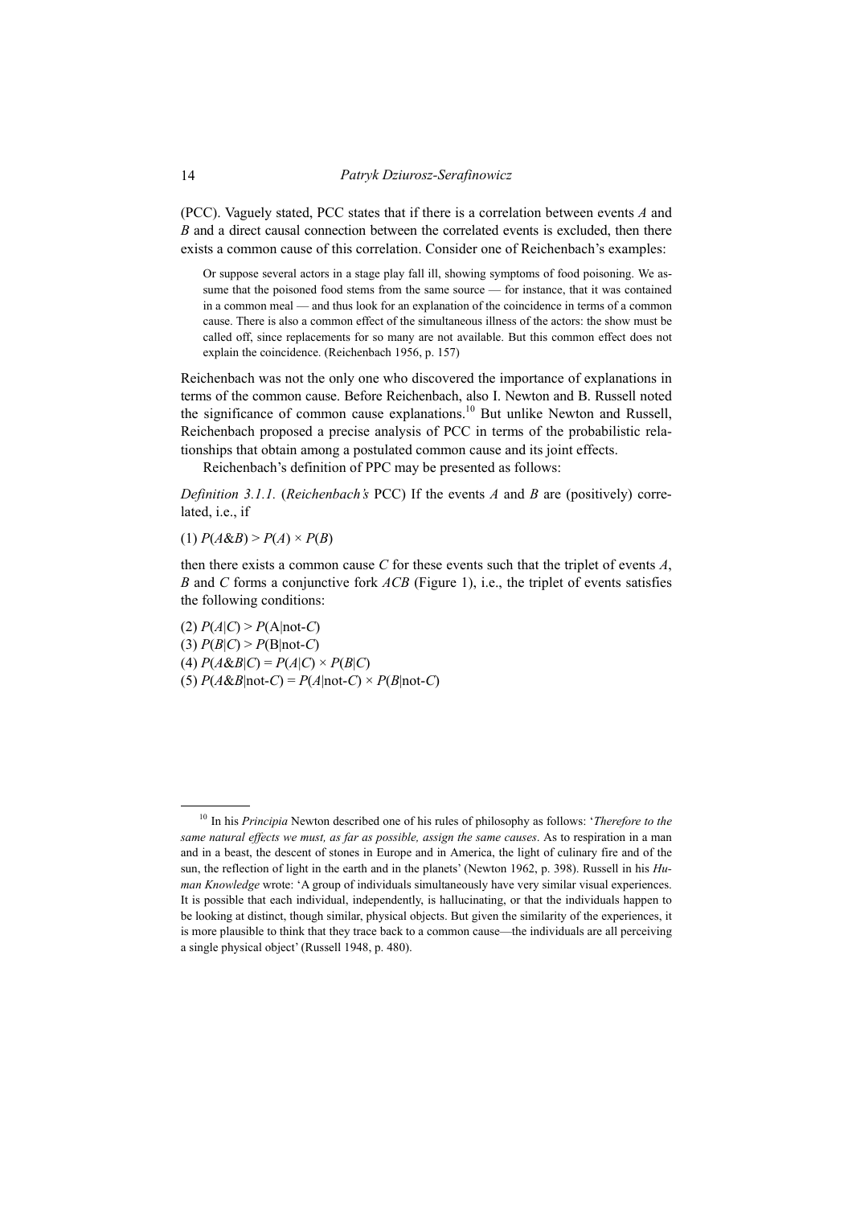(PCC). Vaguely stated, PCC states that if there is a correlation between events $A$ and $B$ and a direct causal connection between the correlated events is excluded, then there exists a common cause of this correlation. Consider one of Reichenbach's examples:

> Or suppose several actors in a stage play fall ill, showing symptoms of food poisoning. We assume that the poisoned food stems from the same source — for instance, that it was contained in a common meal — and thus look for an explanation of the coincidence in terms of a common cause. There is also a common effect of the simultaneous illness of the actors: the show must be called off, since replacements for so many are not available. But this common effect does not explain the coincidence. (Reichenbach 1956, p. 157)

Reichenbach was not the only one who discovered the importance of explanations in terms of the common cause. Before Reichenbach, also I. Newton and B. Russell noted the significance of common cause explanations.[10] But unlike Newton and Russell, Reichenbach proposed a precise analysis of PCC in terms of the probabilistic relationships that obtain among a postulated common cause and its joint effects.

Reichenbach's definition of PPC may be presented as follows:

*Definition 3.1.1.* (*Reichenbach's* PCC) If the events $A$ and $B$ are (positively) correlated, i.e., if

(1) $P(A\&B) > P(A) \times P(B)$

then there exists a common cause $C$ for these events such that the triplet of events $A$, $B$ and $C$ forms a conjunctive fork $ACB$ (Figure 1), i.e., the triplet of events satisfies the following conditions:

(2) $P(A|C) > P(\mathrm{A}|\text{not-}C)$
(3) $P(B|C) > P(\mathrm{B}|\text{not-}C)$
(4) $P(A\&B|C) = P(A|C) \times P(B|C)$
(5) $P(A\&B|\text{not-}C) = P(A|\text{not-}C) \times P(B|\text{not-}C)$

---

[10] In his *Principia* Newton described one of his rules of philosophy as follows: '*Therefore to the same natural effects we must, as far as possible, assign the same causes*. As to respiration in a man and in a beast, the descent of stones in Europe and in America, the light of culinary fire and of the sun, the reflection of light in the earth and in the planets' (Newton 1962, p. 398). Russell in his *Human Knowledge* wrote: 'A group of individuals simultaneously have very similar visual experiences. It is possible that each individual, independently, is hallucinating, or that the individuals happen to be looking at distinct, though similar, physical objects. But given the similarity of the experiences, it is more plausible to think that they trace back to a common cause—the individuals are all perceiving a single physical object' (Russell 1948, p. 480).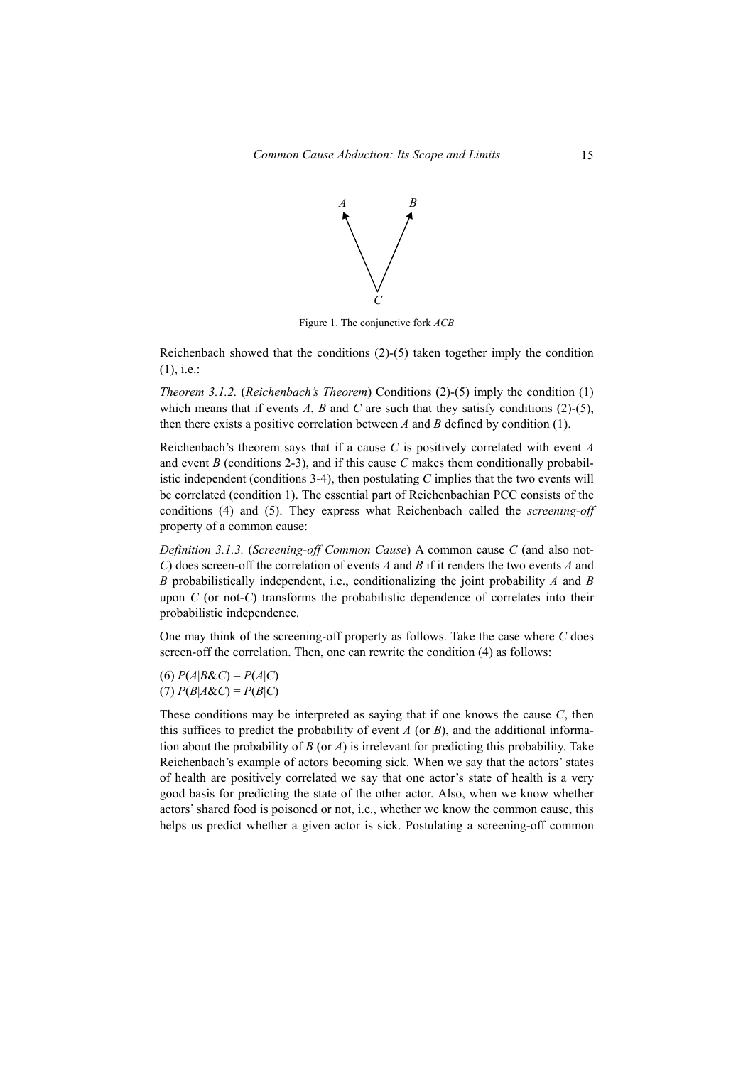Figure 1. The conjunctive fork *ACB*

Reichenbach showed that the conditions (2)-(5) taken together imply the condition (1), i.e.:

*Theorem 3.1.2.* (*Reichenbach's Theorem*) Conditions (2)-(5) imply the condition (1) which means that if events $A$, $B$ and $C$ are such that they satisfy conditions (2)-(5), then there exists a positive correlation between $A$ and $B$ defined by condition (1).

Reichenbach's theorem says that if a cause $C$ is positively correlated with event $A$ and event $B$ (conditions 2-3), and if this cause $C$ makes them conditionally probabilistic independent (conditions 3-4), then postulating $C$ implies that the two events will be correlated (condition 1). The essential part of Reichenbachian PCC consists of the conditions (4) and (5). They express what Reichenbach called the *screening-off* property of a common cause:

*Definition 3.1.3.* (*Screening-off Common Cause*) A common cause $C$ (and also not-$C$) does screen-off the correlation of events $A$ and $B$ if it renders the two events $A$ and $B$ probabilistically independent, i.e., conditionalizing the joint probability $A$ and $B$ upon $C$ (or not-$C$) transforms the probabilistic dependence of correlates into their probabilistic independence.

One may think of the screening-off property as follows. Take the case where $C$ does screen-off the correlation. Then, one can rewrite the condition (4) as follows:

(6) $P(A|B\&C) = P(A|C)$
(7) $P(B|A\&C) = P(B|C)$

These conditions may be interpreted as saying that if one knows the cause $C$, then this suffices to predict the probability of event $A$ (or $B$), and the additional information about the probability of $B$ (or $A$) is irrelevant for predicting this probability. Take Reichenbach's example of actors becoming sick. When we say that the actors' states of health are positively correlated we say that one actor's state of health is a very good basis for predicting the state of the other actor. Also, when we know whether actors' shared food is poisoned or not, i.e., whether we know the common cause, this helps us predict whether a given actor is sick. Postulating a screening-off common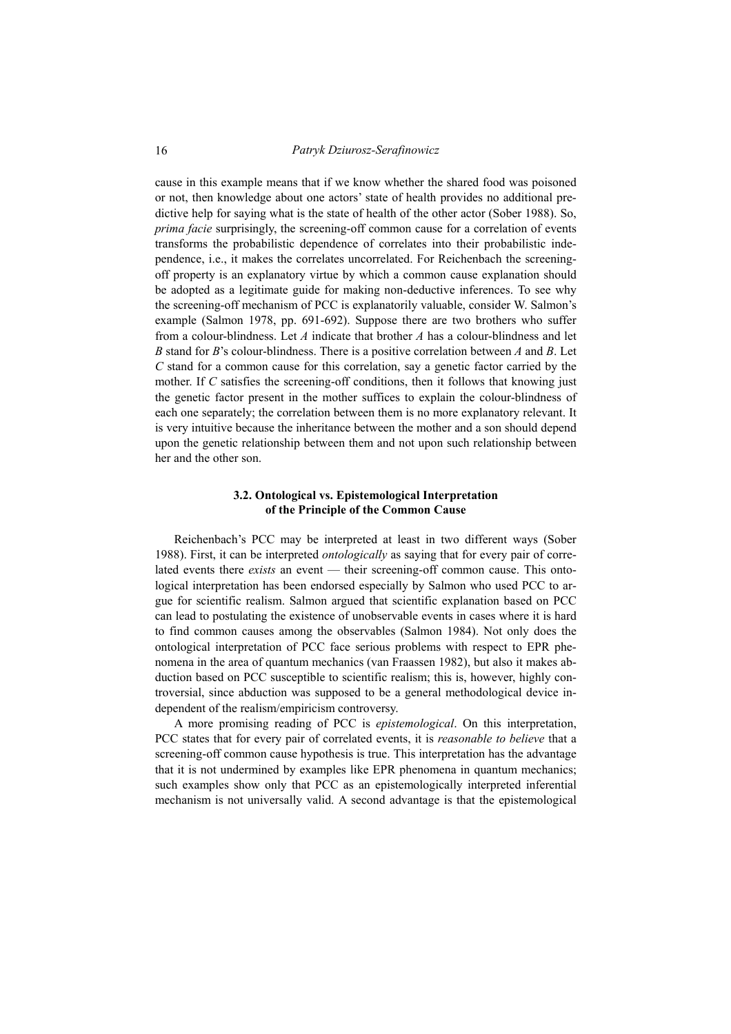cause in this example means that if we know whether the shared food was poisoned or not, then knowledge about one actors' state of health provides no additional predictive help for saying what is the state of health of the other actor (Sober 1988). So, *prima facie* surprisingly, the screening-off common cause for a correlation of events transforms the probabilistic dependence of correlates into their probabilistic independence, i.e., it makes the correlates uncorrelated. For Reichenbach the screening-off property is an explanatory virtue by which a common cause explanation should be adopted as a legitimate guide for making non-deductive inferences. To see why the screening-off mechanism of PCC is explanatorily valuable, consider W. Salmon's example (Salmon 1978, pp. 691-692). Suppose there are two brothers who suffer from a colour-blindness. Let *A* indicate that brother *A* has a colour-blindness and let *B* stand for *B*'s colour-blindness. There is a positive correlation between *A* and *B*. Let *C* stand for a common cause for this correlation, say a genetic factor carried by the mother. If *C* satisfies the screening-off conditions, then it follows that knowing just the genetic factor present in the mother suffices to explain the colour-blindness of each one separately; the correlation between them is no more explanatory relevant. It is very intuitive because the inheritance between the mother and a son should depend upon the genetic relationship between them and not upon such relationship between her and the other son.

### 3.2. Ontological vs. Epistemological Interpretation of the Principle of the Common Cause

Reichenbach's PCC may be interpreted at least in two different ways (Sober 1988). First, it can be interpreted *ontologically* as saying that for every pair of correlated events there *exists* an event — their screening-off common cause. This ontological interpretation has been endorsed especially by Salmon who used PCC to argue for scientific realism. Salmon argued that scientific explanation based on PCC can lead to postulating the existence of unobservable events in cases where it is hard to find common causes among the observables (Salmon 1984). Not only does the ontological interpretation of PCC face serious problems with respect to EPR phenomena in the area of quantum mechanics (van Fraassen 1982), but also it makes abduction based on PCC susceptible to scientific realism; this is, however, highly controversial, since abduction was supposed to be a general methodological device independent of the realism/empiricism controversy.

A more promising reading of PCC is *epistemological*. On this interpretation, PCC states that for every pair of correlated events, it is *reasonable to believe* that a screening-off common cause hypothesis is true. This interpretation has the advantage that it is not undermined by examples like EPR phenomena in quantum mechanics; such examples show only that PCC as an epistemologically interpreted inferential mechanism is not universally valid. A second advantage is that the epistemological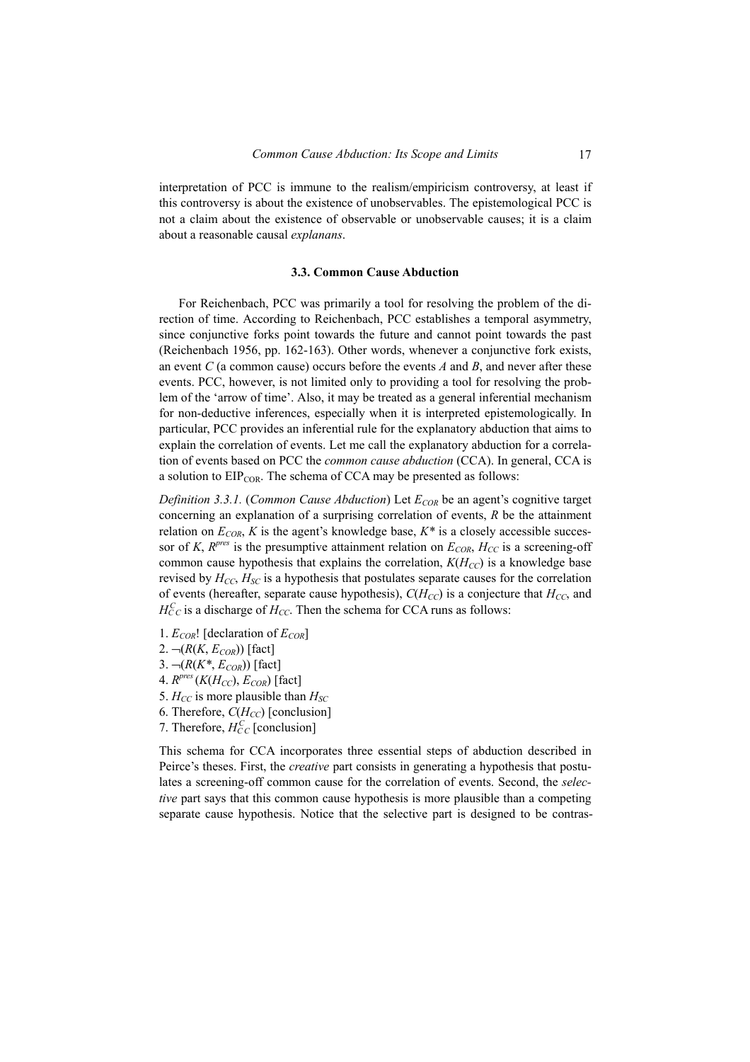interpretation of PCC is immune to the realism/empiricism controversy, at least if this controversy is about the existence of unobservables. The epistemological PCC is not a claim about the existence of observable or unobservable causes; it is a claim about a reasonable causal *explanans*.

### 3.3. Common Cause Abduction

For Reichenbach, PCC was primarily a tool for resolving the problem of the direction of time. According to Reichenbach, PCC establishes a temporal asymmetry, since conjunctive forks point towards the future and cannot point towards the past (Reichenbach 1956, pp. 162-163). Other words, whenever a conjunctive fork exists, an event $C$ (a common cause) occurs before the events $A$ and $B$, and never after these events. PCC, however, is not limited only to providing a tool for resolving the problem of the 'arrow of time'. Also, it may be treated as a general inferential mechanism for non-deductive inferences, especially when it is interpreted epistemologically. In particular, PCC provides an inferential rule for the explanatory abduction that aims to explain the correlation of events. Let me call the explanatory abduction for a correlation of events based on PCC the *common cause abduction* (CCA). In general, CCA is a solution to $EIP_{COR}$. The schema of CCA may be presented as follows:

*Definition 3.3.1.* (*Common Cause Abduction*) Let $E_{COR}$ be an agent's cognitive target concerning an explanation of a surprising correlation of events, $R$ be the attainment relation on $E_{COR}$, $K$ is the agent's knowledge base, $K^*$ is a closely accessible successor of $K$, $R^{pres}$ is the presumptive attainment relation on $E_{COR}$, $H_{CC}$ is a screening-off common cause hypothesis that explains the correlation, $K(H_{CC})$ is a knowledge base revised by $H_{CC}$, $H_{SC}$ is a hypothesis that postulates separate causes for the correlation of events (hereafter, separate cause hypothesis), $C(H_{CC})$ is a conjecture that $H_{CC}$, and $H^{C}_{CC}$ is a discharge of $H_{CC}$. Then the schema for CCA runs as follows:

1. $E_{COR}$! [declaration of $E_{COR}$]
2. $\neg(R(K, E_{COR}))$ [fact]
3. $\neg(R(K^*, E_{COR}))$ [fact]
4. $R^{pres}(K(H_{CC}), E_{COR})$ [fact]
5. $H_{CC}$ is more plausible than $H_{SC}$
6. Therefore, $C(H_{CC})$ [conclusion]
7. Therefore, $H^{C}_{CC}$ [conclusion]

This schema for CCA incorporates three essential steps of abduction described in Peirce's theses. First, the *creative* part consists in generating a hypothesis that postulates a screening-off common cause for the correlation of events. Second, the *selective* part says that this common cause hypothesis is more plausible than a competing separate cause hypothesis. Notice that the selective part is designed to be contras-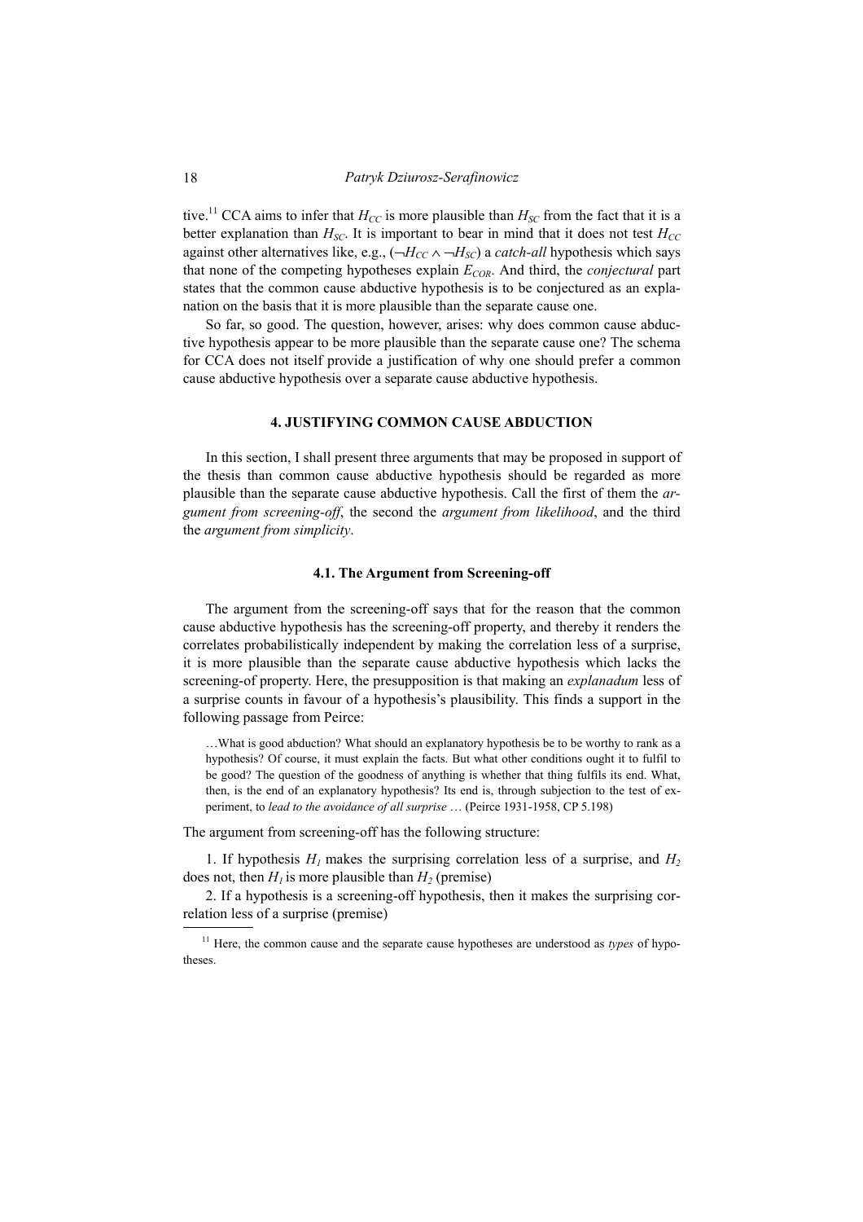tive.[11] CCA aims to infer that $H_{CC}$ is more plausible than $H_{SC}$ from the fact that it is a better explanation than $H_{SC}$. It is important to bear in mind that it does not test $H_{CC}$ against other alternatives like, e.g., ($\neg H_{CC} \wedge \neg H_{SC}$) a *catch-all* hypothesis which says that none of the competing hypotheses explain $E_{COR}$. And third, the *conjectural* part states that the common cause abductive hypothesis is to be conjectured as an explanation on the basis that it is more plausible than the separate cause one.

So far, so good. The question, however, arises: why does common cause abductive hypothesis appear to be more plausible than the separate cause one? The schema for CCA does not itself provide a justification of why one should prefer a common cause abductive hypothesis over a separate cause abductive hypothesis.

## 4. JUSTIFYING COMMON CAUSE ABDUCTION

In this section, I shall present three arguments that may be proposed in support of the thesis than common cause abductive hypothesis should be regarded as more plausible than the separate cause abductive hypothesis. Call the first of them the *argument from screening-off*, the second the *argument from likelihood*, and the third the *argument from simplicity*.

### 4.1. The Argument from Screening-off

The argument from the screening-off says that for the reason that the common cause abductive hypothesis has the screening-off property, and thereby it renders the correlates probabilistically independent by making the correlation less of a surprise, it is more plausible than the separate cause abductive hypothesis which lacks the screening-of property. Here, the presupposition is that making an *explanadum* less of a surprise counts in favour of a hypothesis's plausibility. This finds a support in the following passage from Peirce:

> …What is good abduction? What should an explanatory hypothesis be to be worthy to rank as a hypothesis? Of course, it must explain the facts. But what other conditions ought it to fulfil to be good? The question of the goodness of anything is whether that thing fulfils its end. What, then, is the end of an explanatory hypothesis? Its end is, through subjection to the test of experiment, to *lead to the avoidance of all surprise* … (Peirce 1931-1958, CP 5.198)

The argument from screening-off has the following structure:

1. If hypothesis $H_1$ makes the surprising correlation less of a surprise, and $H_2$ does not, then $H_1$ is more plausible than $H_2$ (premise)

2. If a hypothesis is a screening-off hypothesis, then it makes the surprising correlation less of a surprise (premise)

---

[11] Here, the common cause and the separate cause hypotheses are understood as *types* of hypotheses.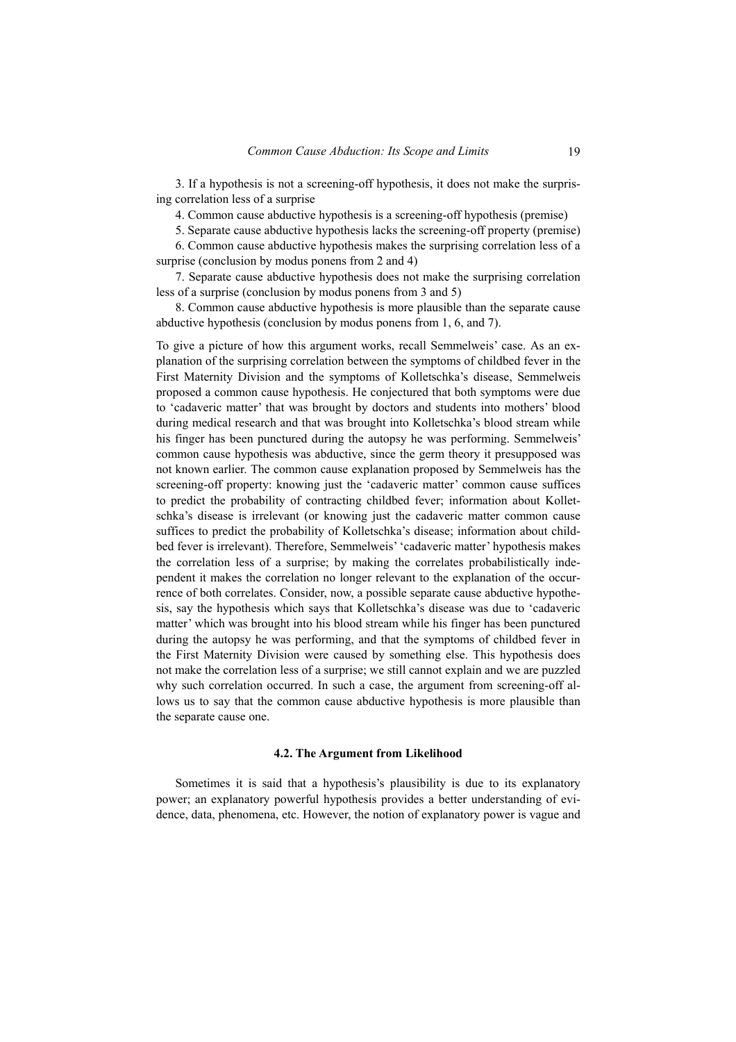3. If a hypothesis is not a screening-off hypothesis, it does not make the surprising correlation less of a surprise

4. Common cause abductive hypothesis is a screening-off hypothesis (premise)

5. Separate cause abductive hypothesis lacks the screening-off property (premise)

6. Common cause abductive hypothesis makes the surprising correlation less of a surprise (conclusion by modus ponens from 2 and 4)

7. Separate cause abductive hypothesis does not make the surprising correlation less of a surprise (conclusion by modus ponens from 3 and 5)

8. Common cause abductive hypothesis is more plausible than the separate cause abductive hypothesis (conclusion by modus ponens from 1, 6, and 7).

To give a picture of how this argument works, recall Semmelweis' case. As an explanation of the surprising correlation between the symptoms of childbed fever in the First Maternity Division and the symptoms of Kolletschka's disease, Semmelweis proposed a common cause hypothesis. He conjectured that both symptoms were due to 'cadaveric matter' that was brought by doctors and students into mothers' blood during medical research and that was brought into Kolletschka's blood stream while his finger has been punctured during the autopsy he was performing. Semmelweis' common cause hypothesis was abductive, since the germ theory it presupposed was not known earlier. The common cause explanation proposed by Semmelweis has the screening-off property: knowing just the 'cadaveric matter' common cause suffices to predict the probability of contracting childbed fever; information about Kolletschka's disease is irrelevant (or knowing just the cadaveric matter common cause suffices to predict the probability of Kolletschka's disease; information about childbed fever is irrelevant). Therefore, Semmelweis' 'cadaveric matter' hypothesis makes the correlation less of a surprise; by making the correlates probabilistically independent it makes the correlation no longer relevant to the explanation of the occurrence of both correlates. Consider, now, a possible separate cause abductive hypothesis, say the hypothesis which says that Kolletschka's disease was due to 'cadaveric matter' which was brought into his blood stream while his finger has been punctured during the autopsy he was performing, and that the symptoms of childbed fever in the First Maternity Division were caused by something else. This hypothesis does not make the correlation less of a surprise; we still cannot explain and we are puzzled why such correlation occurred. In such a case, the argument from screening-off allows us to say that the common cause abductive hypothesis is more plausible than the separate cause one.

### 4.2. The Argument from Likelihood

Sometimes it is said that a hypothesis's plausibility is due to its explanatory power; an explanatory powerful hypothesis provides a better understanding of evidence, data, phenomena, etc. However, the notion of explanatory power is vague and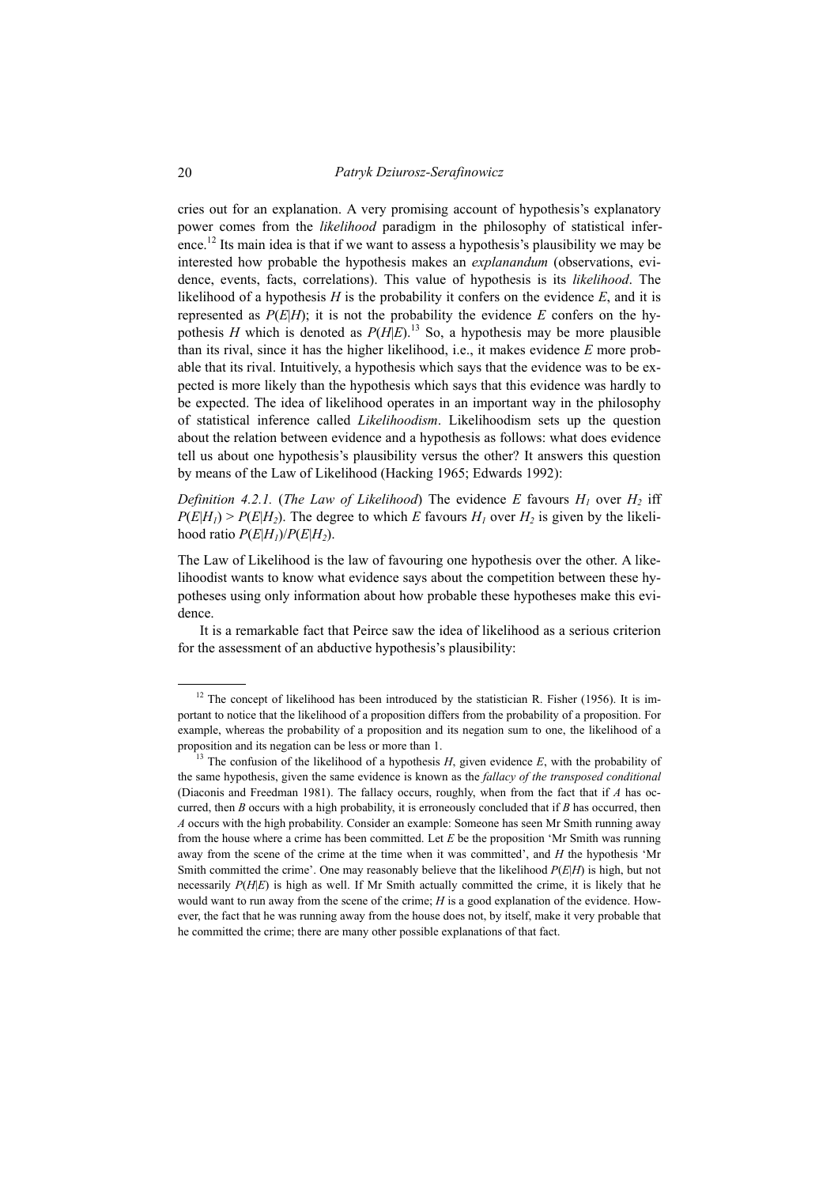cries out for an explanation. A very promising account of hypothesis's explanatory power comes from the *likelihood* paradigm in the philosophy of statistical inference.[12] Its main idea is that if we want to assess a hypothesis's plausibility we may be interested how probable the hypothesis makes an *explanandum* (observations, evidence, events, facts, correlations). This value of hypothesis is its *likelihood*. The likelihood of a hypothesis $H$ is the probability it confers on the evidence $E$, and it is represented as $P(E|H)$; it is not the probability the evidence $E$ confers on the hypothesis $H$ which is denoted as $P(H|E)$.[13] So, a hypothesis may be more plausible than its rival, since it has the higher likelihood, i.e., it makes evidence $E$ more probable that its rival. Intuitively, a hypothesis which says that the evidence was to be expected is more likely than the hypothesis which says that this evidence was hardly to be expected. The idea of likelihood operates in an important way in the philosophy of statistical inference called *Likelihoodism*. Likelihoodism sets up the question about the relation between evidence and a hypothesis as follows: what does evidence tell us about one hypothesis's plausibility versus the other? It answers this question by means of the Law of Likelihood (Hacking 1965; Edwards 1992):

*Definition 4.2.1.* (*The Law of Likelihood*) The evidence $E$ favours $H_1$ over $H_2$ iff $P(E|H_1) > P(E|H_2)$. The degree to which $E$ favours $H_1$ over $H_2$ is given by the likelihood ratio $P(E|H_1)/P(E|H_2)$.

The Law of Likelihood is the law of favouring one hypothesis over the other. A likelihoodist wants to know what evidence says about the competition between these hypotheses using only information about how probable these hypotheses make this evidence.

It is a remarkable fact that Peirce saw the idea of likelihood as a serious criterion for the assessment of an abductive hypothesis's plausibility:

---

[12] The concept of likelihood has been introduced by the statistician R. Fisher (1956). It is important to notice that the likelihood of a proposition differs from the probability of a proposition. For example, whereas the probability of a proposition and its negation sum to one, the likelihood of a proposition and its negation can be less or more than 1.

[13] The confusion of the likelihood of a hypothesis $H$, given evidence $E$, with the probability of the same hypothesis, given the same evidence is known as the *fallacy of the transposed conditional* (Diaconis and Freedman 1981). The fallacy occurs, roughly, when from the fact that if $A$ has occurred, then $B$ occurs with a high probability, it is erroneously concluded that if $B$ has occurred, then $A$ occurs with the high probability. Consider an example: Someone has seen Mr Smith running away from the house where a crime has been committed. Let $E$ be the proposition 'Mr Smith was running away from the scene of the crime at the time when it was committed', and $H$ the hypothesis 'Mr Smith committed the crime'. One may reasonably believe that the likelihood $P(E|H)$ is high, but not necessarily $P(H|E)$ is high as well. If Mr Smith actually committed the crime, it is likely that he would want to run away from the scene of the crime; $H$ is a good explanation of the evidence. However, the fact that he was running away from the house does not, by itself, make it very probable that he committed the crime; there are many other possible explanations of that fact.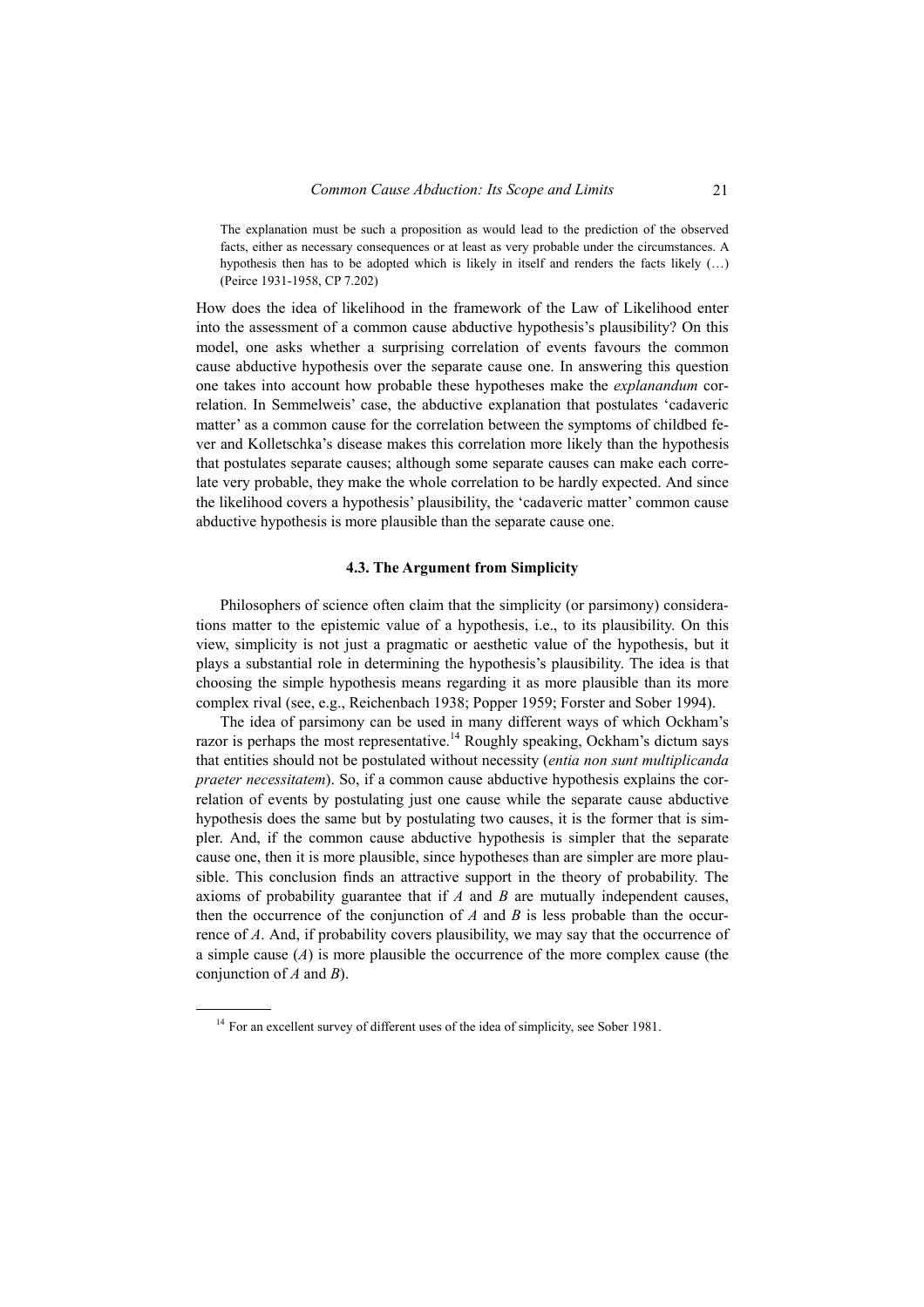> The explanation must be such a proposition as would lead to the prediction of the observed facts, either as necessary consequences or at least as very probable under the circumstances. A hypothesis then has to be adopted which is likely in itself and renders the facts likely (…) (Peirce 1931-1958, CP 7.202)

How does the idea of likelihood in the framework of the Law of Likelihood enter into the assessment of a common cause abductive hypothesis's plausibility? On this model, one asks whether a surprising correlation of events favours the common cause abductive hypothesis over the separate cause one. In answering this question one takes into account how probable these hypotheses make the *explanandum* correlation. In Semmelweis' case, the abductive explanation that postulates 'cadaveric matter' as a common cause for the correlation between the symptoms of childbed fever and Kolletschka's disease makes this correlation more likely than the hypothesis that postulates separate causes; although some separate causes can make each correlate very probable, they make the whole correlation to be hardly expected. And since the likelihood covers a hypothesis' plausibility, the 'cadaveric matter' common cause abductive hypothesis is more plausible than the separate cause one.

### 4.3. The Argument from Simplicity

Philosophers of science often claim that the simplicity (or parsimony) considerations matter to the epistemic value of a hypothesis, i.e., to its plausibility. On this view, simplicity is not just a pragmatic or aesthetic value of the hypothesis, but it plays a substantial role in determining the hypothesis's plausibility. The idea is that choosing the simple hypothesis means regarding it as more plausible than its more complex rival (see, e.g., Reichenbach 1938; Popper 1959; Forster and Sober 1994).

The idea of parsimony can be used in many different ways of which Ockham's razor is perhaps the most representative.[14] Roughly speaking, Ockham's dictum says that entities should not be postulated without necessity (*entia non sunt multiplicanda praeter necessitatem*). So, if a common cause abductive hypothesis explains the correlation of events by postulating just one cause while the separate cause abductive hypothesis does the same but by postulating two causes, it is the former that is simpler. And, if the common cause abductive hypothesis is simpler that the separate cause one, then it is more plausible, since hypotheses than are simpler are more plausible. This conclusion finds an attractive support in the theory of probability. The axioms of probability guarantee that if $A$ and $B$ are mutually independent causes, then the occurrence of the conjunction of $A$ and $B$ is less probable than the occurrence of $A$. And, if probability covers plausibility, we may say that the occurrence of a simple cause ($A$) is more plausible the occurrence of the more complex cause (the conjunction of $A$ and $B$).

---

[14] For an excellent survey of different uses of the idea of simplicity, see Sober 1981.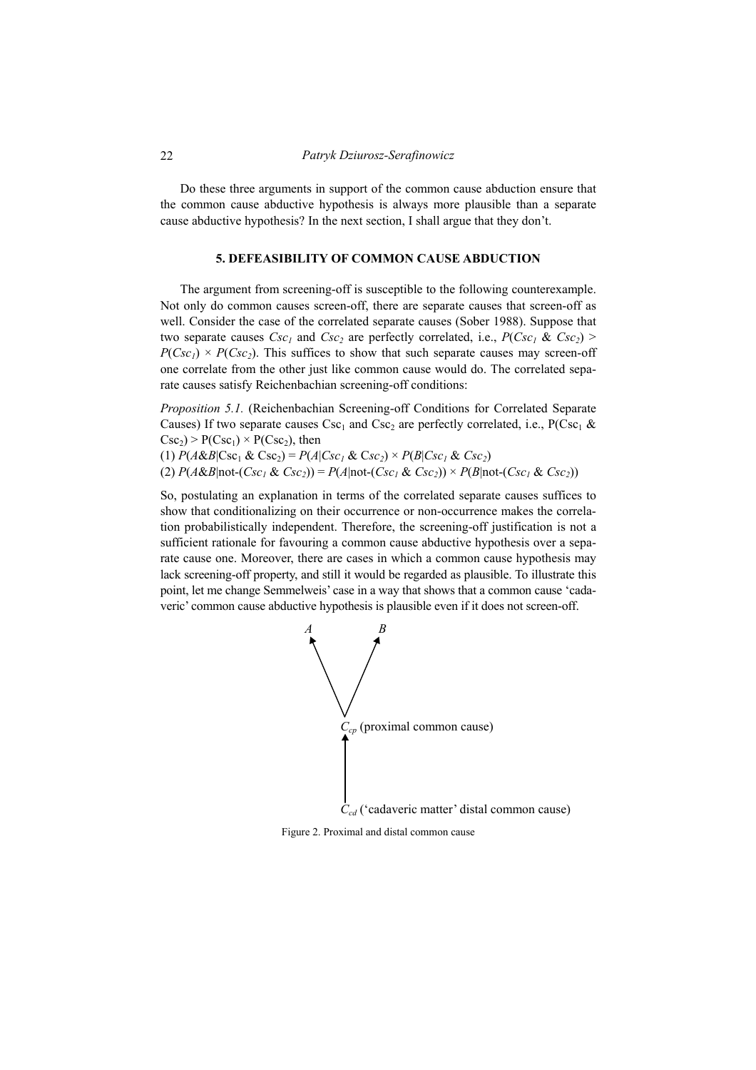Do these three arguments in support of the common cause abduction ensure that the common cause abductive hypothesis is always more plausible than a separate cause abductive hypothesis? In the next section, I shall argue that they don't.

## 5. DEFEASIBILITY OF COMMON CAUSE ABDUCTION

The argument from screening-off is susceptible to the following counterexample. Not only do common causes screen-off, there are separate causes that screen-off as well. Consider the case of the correlated separate causes (Sober 1988). Suppose that two separate causes $Csc_1$ and $Csc_2$ are perfectly correlated, i.e., $P(Csc_1 \& Csc_2) > P(Csc_1) \times P(Csc_2)$. This suffices to show that such separate causes may screen-off one correlate from the other just like common cause would do. The correlated separate causes satisfy Reichenbachian screening-off conditions:

*Proposition 5.1.* (Reichenbachian Screening-off Conditions for Correlated Separate Causes) If two separate causes $Csc_1$ and $Csc_2$ are perfectly correlated, i.e., $P(Csc_1 \& Csc_2) > P(Csc_1) \times P(Csc_2)$, then

(1) $P(A\&B|Csc_1 \& Csc_2) = P(A|Csc_1 \& Csc_2) \times P(B|Csc_1 \& Csc_2)$

(2) $P(A\&B|\text{not-}(Csc_1 \& Csc_2)) = P(A|\text{not-}(Csc_1 \& Csc_2)) \times P(B|\text{not-}(Csc_1 \& Csc_2))$

So, postulating an explanation in terms of the correlated separate causes suffices to show that conditionalizing on their occurrence or non-occurrence makes the correlation probabilistically independent. Therefore, the screening-off justification is not a sufficient rationale for favouring a common cause abductive hypothesis over a separate cause one. Moreover, there are cases in which a common cause hypothesis may lack screening-off property, and still it would be regarded as plausible. To illustrate this point, let me change Semmelweis' case in a way that shows that a common cause 'cadaveric' common cause abductive hypothesis is plausible even if it does not screen-off.

A B

$C_{cp}$ (proximal common cause)

$C_{cd}$ ('cadaveric matter' distal common cause)

Figure 2. Proximal and distal common cause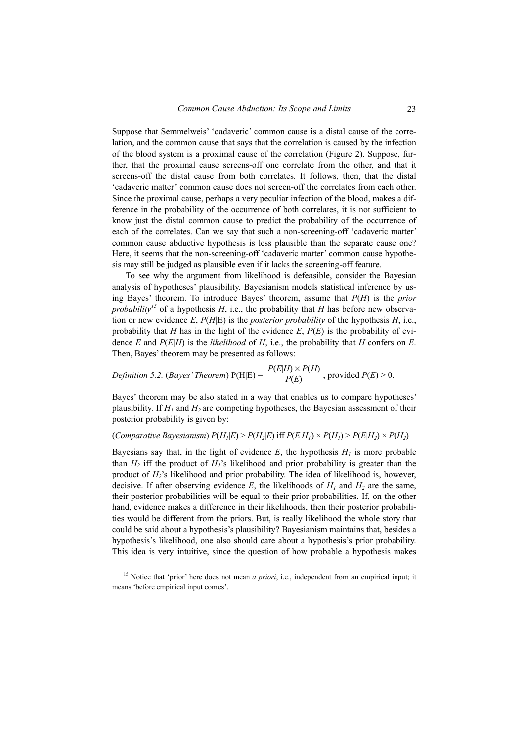Suppose that Semmelweis' 'cadaveric' common cause is a distal cause of the correlation, and the common cause that says that the correlation is caused by the infection of the blood system is a proximal cause of the correlation (Figure 2). Suppose, further, that the proximal cause screens-off one correlate from the other, and that it screens-off the distal cause from both correlates. It follows, then, that the distal 'cadaveric matter' common cause does not screen-off the correlates from each other. Since the proximal cause, perhaps a very peculiar infection of the blood, makes a difference in the probability of the occurrence of both correlates, it is not sufficient to know just the distal common cause to predict the probability of the occurrence of each of the correlates. Can we say that such a non-screening-off 'cadaveric matter' common cause abductive hypothesis is less plausible than the separate cause one? Here, it seems that the non-screening-off 'cadaveric matter' common cause hypothesis may still be judged as plausible even if it lacks the screening-off feature.

To see why the argument from likelihood is defeasible, consider the Bayesian analysis of hypotheses' plausibility. Bayesianism models statistical inference by using Bayes' theorem. To introduce Bayes' theorem, assume that $P(H)$ is the *prior probability*[15] of a hypothesis $H$, i.e., the probability that $H$ has before new observation or new evidence $E$, $P(H|E)$ is the *posterior probability* of the hypothesis $H$, i.e., probability that $H$ has in the light of the evidence $E$, $P(E)$ is the probability of evidence $E$ and $P(E|H)$ is the *likelihood* of $H$, i.e., the probability that $H$ confers on $E$. Then, Bayes' theorem may be presented as follows:

*Definition 5.2.* (*Bayes' Theorem*) $P(H|E) = \dfrac{P(E|H) \times P(H)}{P(E)}$, provided $P(E) > 0$.

Bayes' theorem may be also stated in a way that enables us to compare hypotheses' plausibility. If $H_1$ and $H_2$ are competing hypotheses, the Bayesian assessment of their posterior probability is given by:

(*Comparative Bayesianism*) $P(H_1|E) > P(H_2|E)$ iff $P(E|H_1) \times P(H_1) > P(E|H_2) \times P(H_2)$

Bayesians say that, in the light of evidence $E$, the hypothesis $H_1$ is more probable than $H_2$ iff the product of $H_1$'s likelihood and prior probability is greater than the product of $H_2$'s likelihood and prior probability. The idea of likelihood is, however, decisive. If after observing evidence $E$, the likelihoods of $H_1$ and $H_2$ are the same, their posterior probabilities will be equal to their prior probabilities. If, on the other hand, evidence makes a difference in their likelihoods, then their posterior probabilities would be different from the priors. But, is really likelihood the whole story that could be said about a hypothesis's plausibility? Bayesianism maintains that, besides a hypothesis's likelihood, one also should care about a hypothesis's prior probability. This idea is very intuitive, since the question of how probable a hypothesis makes

[15] Notice that 'prior' here does not mean *a priori*, i.e., independent from an empirical input; it means 'before empirical input comes'.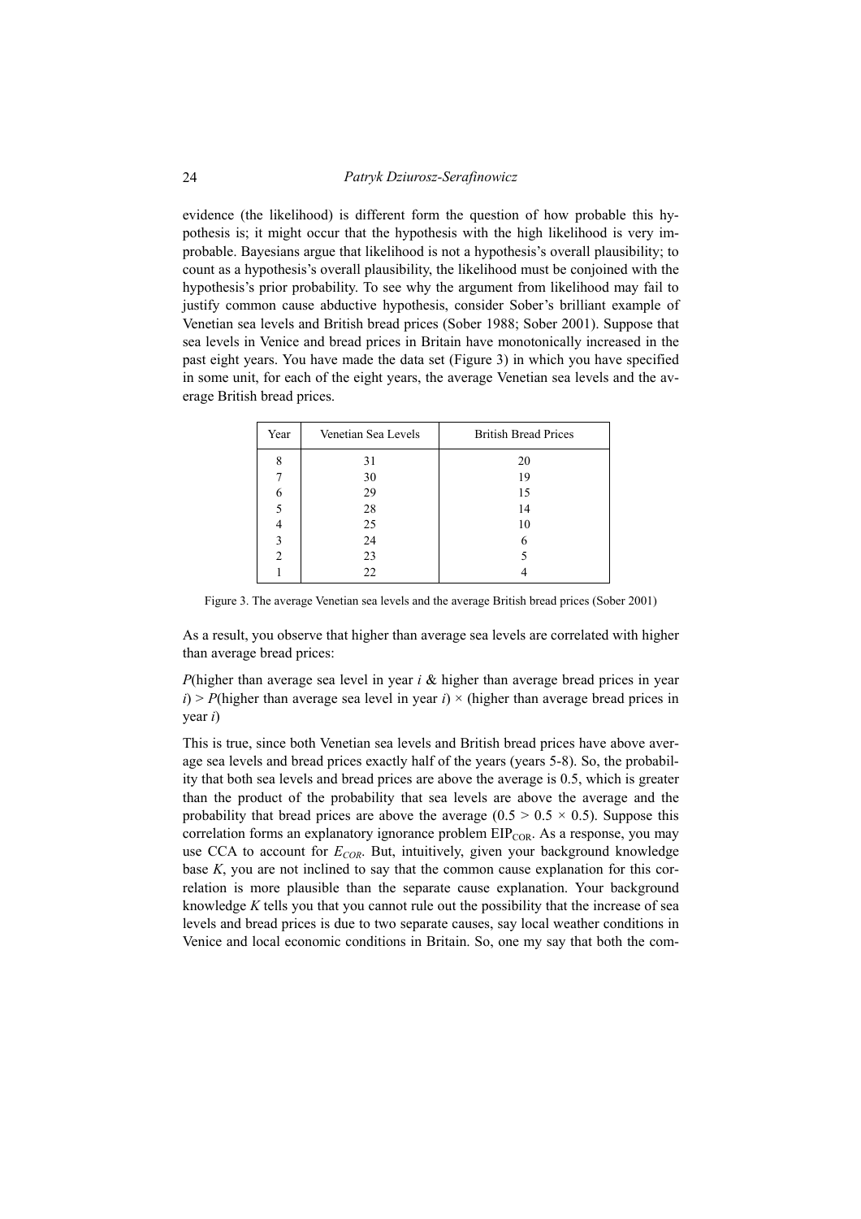evidence (the likelihood) is different form the question of how probable this hypothesis is; it might occur that the hypothesis with the high likelihood is very improbable. Bayesians argue that likelihood is not a hypothesis's overall plausibility; to count as a hypothesis's overall plausibility, the likelihood must be conjoined with the hypothesis's prior probability. To see why the argument from likelihood may fail to justify common cause abductive hypothesis, consider Sober's brilliant example of Venetian sea levels and British bread prices (Sober 1988; Sober 2001). Suppose that sea levels in Venice and bread prices in Britain have monotonically increased in the past eight years. You have made the data set (Figure 3) in which you have specified in some unit, for each of the eight years, the average Venetian sea levels and the average British bread prices.

| Year | Venetian Sea Levels | British Bread Prices |
|---|---|---|
| 8 | 31 | 20 |
| 7 | 30 | 19 |
| 6 | 29 | 15 |
| 5 | 28 | 14 |
| 4 | 25 | 10 |
| 3 | 24 | 6 |
| 2 | 23 | 5 |
| 1 | 22 | 4 |

Figure 3. The average Venetian sea levels and the average British bread prices (Sober 2001)

As a result, you observe that higher than average sea levels are correlated with higher than average bread prices:

*P*(higher than average sea level in year *i* & higher than average bread prices in year *i*) > *P*(higher than average sea level in year *i*) × (higher than average bread prices in year *i*)

This is true, since both Venetian sea levels and British bread prices have above average sea levels and bread prices exactly half of the years (years 5-8). So, the probability that both sea levels and bread prices are above the average is 0.5, which is greater than the product of the probability that sea levels are above the average and the probability that bread prices are above the average ($0.5 > 0.5 \times 0.5$). Suppose this correlation forms an explanatory ignorance problem $\text{EIP}_{\text{COR}}$. As a response, you may use CCA to account for $E_{COR}$. But, intuitively, given your background knowledge base $K$, you are not inclined to say that the common cause explanation for this correlation is more plausible than the separate cause explanation. Your background knowledge $K$ tells you that you cannot rule out the possibility that the increase of sea levels and bread prices is due to two separate causes, say local weather conditions in Venice and local economic conditions in Britain. So, one my say that both the com-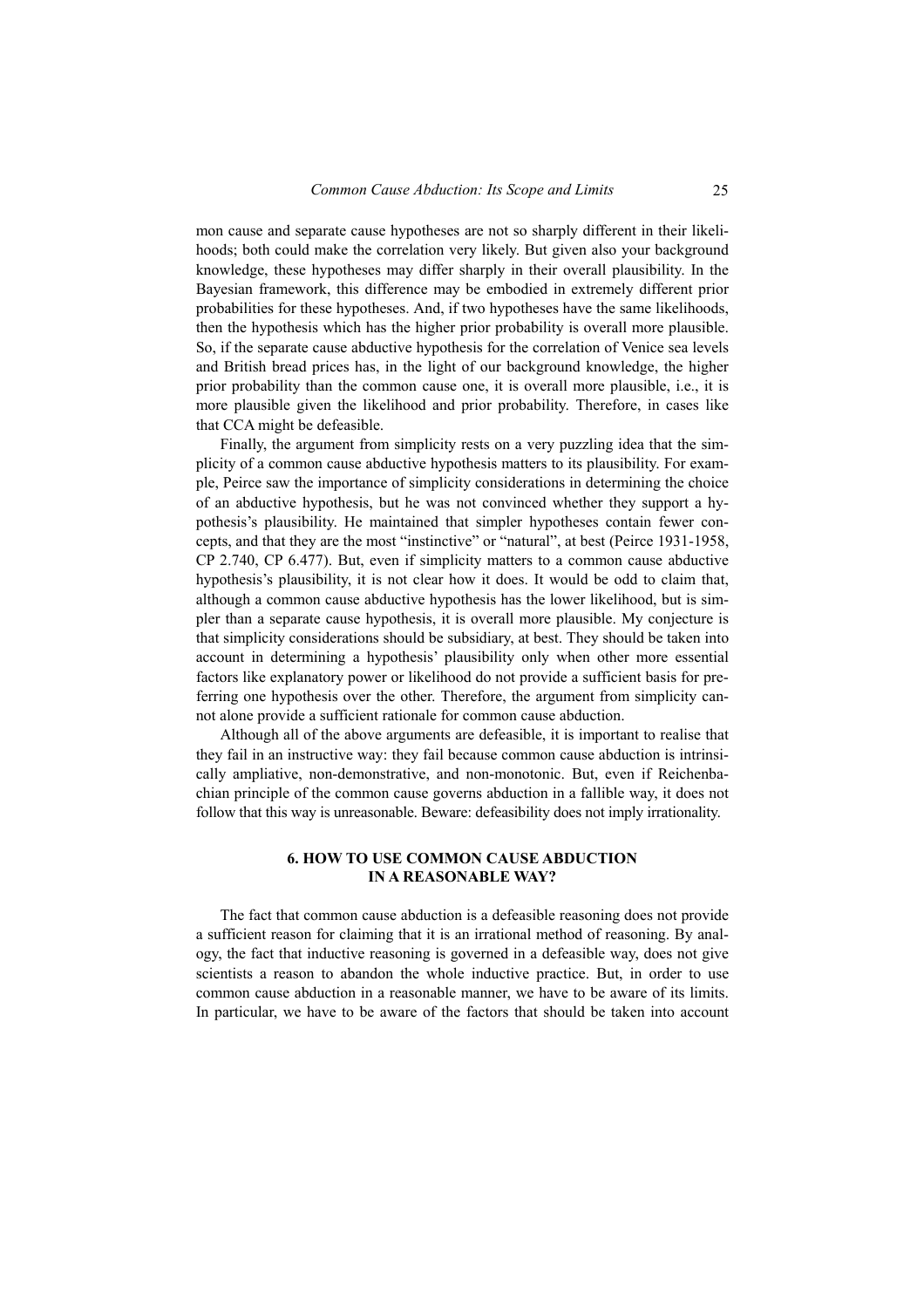mon cause and separate cause hypotheses are not so sharply different in their likelihoods; both could make the correlation very likely. But given also your background knowledge, these hypotheses may differ sharply in their overall plausibility. In the Bayesian framework, this difference may be embodied in extremely different prior probabilities for these hypotheses. And, if two hypotheses have the same likelihoods, then the hypothesis which has the higher prior probability is overall more plausible. So, if the separate cause abductive hypothesis for the correlation of Venice sea levels and British bread prices has, in the light of our background knowledge, the higher prior probability than the common cause one, it is overall more plausible, i.e., it is more plausible given the likelihood and prior probability. Therefore, in cases like that CCA might be defeasible.

Finally, the argument from simplicity rests on a very puzzling idea that the simplicity of a common cause abductive hypothesis matters to its plausibility. For example, Peirce saw the importance of simplicity considerations in determining the choice of an abductive hypothesis, but he was not convinced whether they support a hypothesis's plausibility. He maintained that simpler hypotheses contain fewer concepts, and that they are the most "instinctive" or "natural", at best (Peirce 1931-1958, CP 2.740, CP 6.477). But, even if simplicity matters to a common cause abductive hypothesis's plausibility, it is not clear how it does. It would be odd to claim that, although a common cause abductive hypothesis has the lower likelihood, but is simpler than a separate cause hypothesis, it is overall more plausible. My conjecture is that simplicity considerations should be subsidiary, at best. They should be taken into account in determining a hypothesis' plausibility only when other more essential factors like explanatory power or likelihood do not provide a sufficient basis for preferring one hypothesis over the other. Therefore, the argument from simplicity cannot alone provide a sufficient rationale for common cause abduction.

Although all of the above arguments are defeasible, it is important to realise that they fail in an instructive way: they fail because common cause abduction is intrinsically ampliative, non-demonstrative, and non-monotonic. But, even if Reichenbachian principle of the common cause governs abduction in a fallible way, it does not follow that this way is unreasonable. Beware: defeasibility does not imply irrationality.

## 6. HOW TO USE COMMON CAUSE ABDUCTION IN A REASONABLE WAY?

The fact that common cause abduction is a defeasible reasoning does not provide a sufficient reason for claiming that it is an irrational method of reasoning. By analogy, the fact that inductive reasoning is governed in a defeasible way, does not give scientists a reason to abandon the whole inductive practice. But, in order to use common cause abduction in a reasonable manner, we have to be aware of its limits. In particular, we have to be aware of the factors that should be taken into account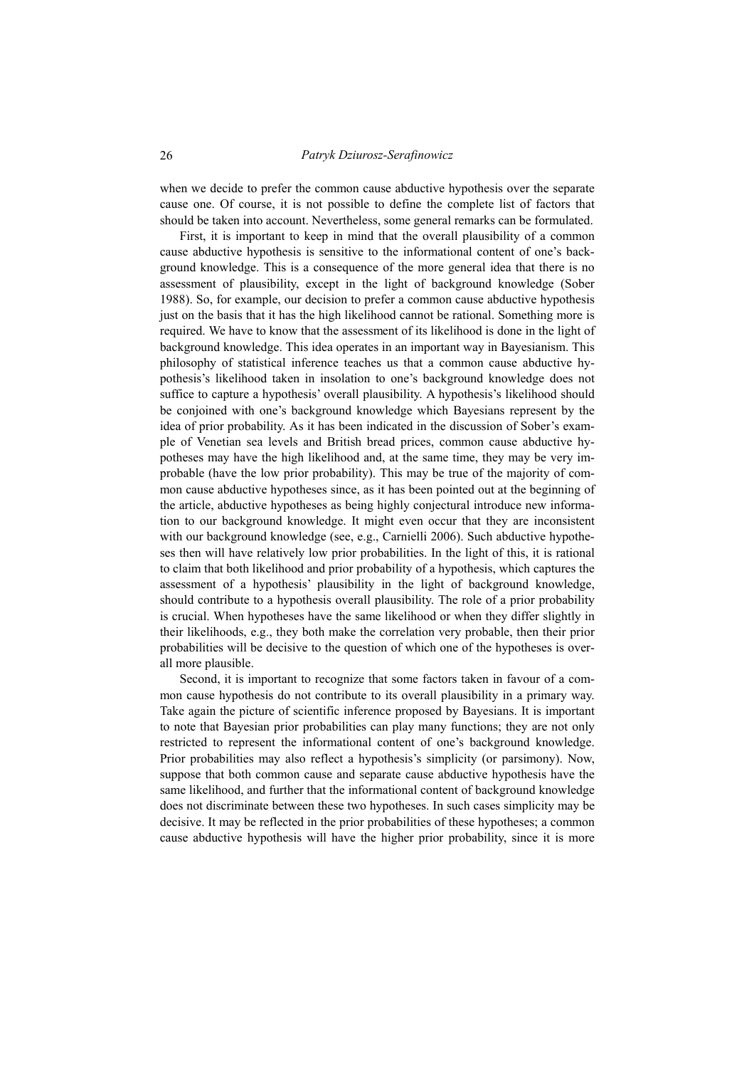when we decide to prefer the common cause abductive hypothesis over the separate cause one. Of course, it is not possible to define the complete list of factors that should be taken into account. Nevertheless, some general remarks can be formulated.

First, it is important to keep in mind that the overall plausibility of a common cause abductive hypothesis is sensitive to the informational content of one's background knowledge. This is a consequence of the more general idea that there is no assessment of plausibility, except in the light of background knowledge (Sober 1988). So, for example, our decision to prefer a common cause abductive hypothesis just on the basis that it has the high likelihood cannot be rational. Something more is required. We have to know that the assessment of its likelihood is done in the light of background knowledge. This idea operates in an important way in Bayesianism. This philosophy of statistical inference teaches us that a common cause abductive hypothesis's likelihood taken in insolation to one's background knowledge does not suffice to capture a hypothesis' overall plausibility. A hypothesis's likelihood should be conjoined with one's background knowledge which Bayesians represent by the idea of prior probability. As it has been indicated in the discussion of Sober's example of Venetian sea levels and British bread prices, common cause abductive hypotheses may have the high likelihood and, at the same time, they may be very improbable (have the low prior probability). This may be true of the majority of common cause abductive hypotheses since, as it has been pointed out at the beginning of the article, abductive hypotheses as being highly conjectural introduce new information to our background knowledge. It might even occur that they are inconsistent with our background knowledge (see, e.g., Carnielli 2006). Such abductive hypotheses then will have relatively low prior probabilities. In the light of this, it is rational to claim that both likelihood and prior probability of a hypothesis, which captures the assessment of a hypothesis' plausibility in the light of background knowledge, should contribute to a hypothesis overall plausibility. The role of a prior probability is crucial. When hypotheses have the same likelihood or when they differ slightly in their likelihoods, e.g., they both make the correlation very probable, then their prior probabilities will be decisive to the question of which one of the hypotheses is overall more plausible.

Second, it is important to recognize that some factors taken in favour of a common cause hypothesis do not contribute to its overall plausibility in a primary way. Take again the picture of scientific inference proposed by Bayesians. It is important to note that Bayesian prior probabilities can play many functions; they are not only restricted to represent the informational content of one's background knowledge. Prior probabilities may also reflect a hypothesis's simplicity (or parsimony). Now, suppose that both common cause and separate cause abductive hypothesis have the same likelihood, and further that the informational content of background knowledge does not discriminate between these two hypotheses. In such cases simplicity may be decisive. It may be reflected in the prior probabilities of these hypotheses; a common cause abductive hypothesis will have the higher prior probability, since it is more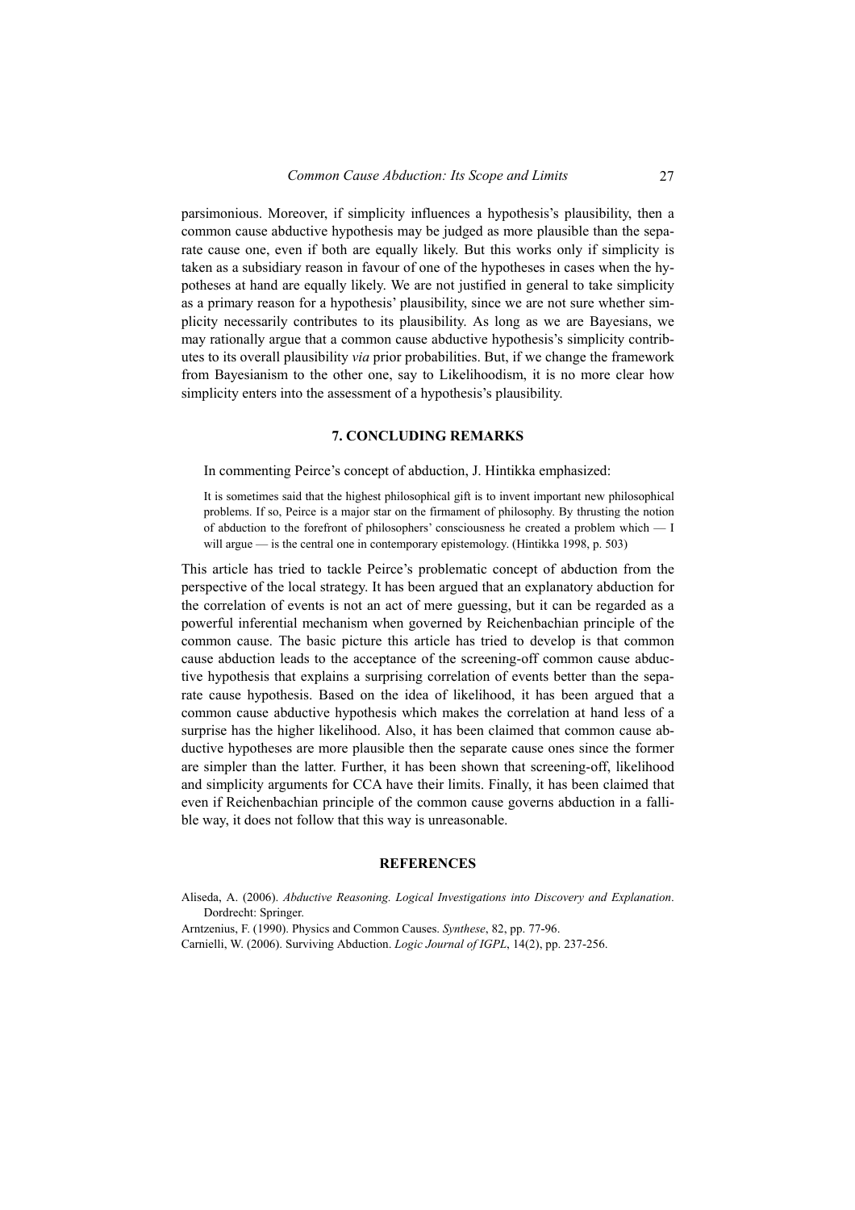parsimonious. Moreover, if simplicity influences a hypothesis's plausibility, then a common cause abductive hypothesis may be judged as more plausible than the separate cause one, even if both are equally likely. But this works only if simplicity is taken as a subsidiary reason in favour of one of the hypotheses in cases when the hypotheses at hand are equally likely. We are not justified in general to take simplicity as a primary reason for a hypothesis' plausibility, since we are not sure whether simplicity necessarily contributes to its plausibility. As long as we are Bayesians, we may rationally argue that a common cause abductive hypothesis's simplicity contributes to its overall plausibility *via* prior probabilities. But, if we change the framework from Bayesianism to the other one, say to Likelihoodism, it is no more clear how simplicity enters into the assessment of a hypothesis's plausibility.

## 7. CONCLUDING REMARKS

In commenting Peirce's concept of abduction, J. Hintikka emphasized:

> It is sometimes said that the highest philosophical gift is to invent important new philosophical problems. If so, Peirce is a major star on the firmament of philosophy. By thrusting the notion of abduction to the forefront of philosophers' consciousness he created a problem which — I will argue — is the central one in contemporary epistemology. (Hintikka 1998, p. 503)

This article has tried to tackle Peirce's problematic concept of abduction from the perspective of the local strategy. It has been argued that an explanatory abduction for the correlation of events is not an act of mere guessing, but it can be regarded as a powerful inferential mechanism when governed by Reichenbachian principle of the common cause. The basic picture this article has tried to develop is that common cause abduction leads to the acceptance of the screening-off common cause abductive hypothesis that explains a surprising correlation of events better than the separate cause hypothesis. Based on the idea of likelihood, it has been argued that a common cause abductive hypothesis which makes the correlation at hand less of a surprise has the higher likelihood. Also, it has been claimed that common cause abductive hypotheses are more plausible then the separate cause ones since the former are simpler than the latter. Further, it has been shown that screening-off, likelihood and simplicity arguments for CCA have their limits. Finally, it has been claimed that even if Reichenbachian principle of the common cause governs abduction in a fallible way, it does not follow that this way is unreasonable.

## REFERENCES

Aliseda, A. (2006). *Abductive Reasoning. Logical Investigations into Discovery and Explanation*. Dordrecht: Springer.

Arntzenius, F. (1990). Physics and Common Causes. *Synthese*, 82, pp. 77-96.

Carnielli, W. (2006). Surviving Abduction. *Logic Journal of IGPL*, 14(2), pp. 237-256.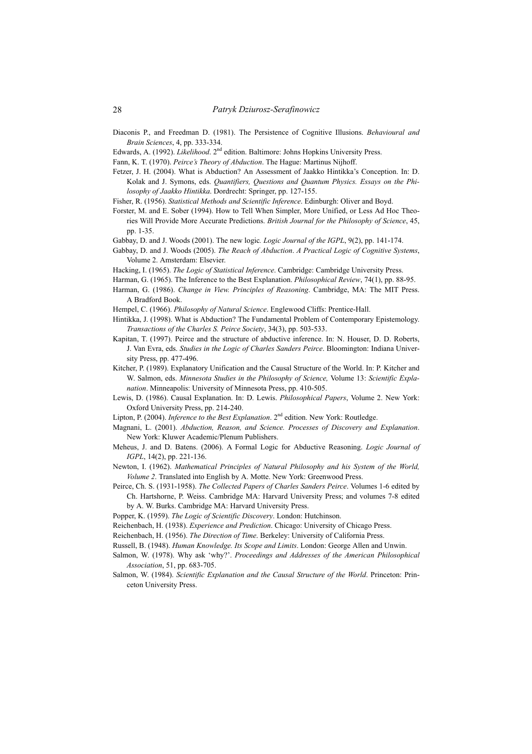Diaconis P., and Freedman D. (1981). The Persistence of Cognitive Illusions. *Behavioural and Brain Sciences*, 4, pp. 333-334.

Edwards, A. (1992). *Likelihood*. 2nd edition. Baltimore: Johns Hopkins University Press.

Fann, K. T. (1970). *Peirce's Theory of Abduction*. The Hague: Martinus Nijhoff.

Fetzer, J. H. (2004). What is Abduction? An Assessment of Jaakko Hintikka's Conception. In: D. Kolak and J. Symons, eds. *Quantifiers, Questions and Quantum Physics. Essays on the Philosophy of Jaakko Hintikka*. Dordrecht: Springer, pp. 127-155.

Fisher, R. (1956). *Statistical Methods and Scientific Inference*. Edinburgh: Oliver and Boyd.

Forster, M. and E. Sober (1994). How to Tell When Simpler, More Unified, or Less Ad Hoc Theories Will Provide More Accurate Predictions. *British Journal for the Philosophy of Science*, 45, pp. 1-35.

Gabbay, D. and J. Woods (2001). The new logic*. Logic Journal of the IGPL*, 9(2), pp. 141-174.

Gabbay, D. and J. Woods (2005). *The Reach of Abduction*. *A Practical Logic of Cognitive Systems*, Volume 2. Amsterdam: Elsevier.

Hacking, I. (1965). *The Logic of Statistical Inference*. Cambridge: Cambridge University Press.

Harman, G. (1965). The Inference to the Best Explanation. *Philosophical Review*, 74(1), pp. 88-95.

Harman, G. (1986). *Change in View. Principles of Reasoning*. Cambridge, MA: The MIT Press. A Bradford Book.

Hempel, C. (1966). *Philosophy of Natural Science*. Englewood Cliffs: Prentice-Hall.

Hintikka, J. (1998). What is Abduction? The Fundamental Problem of Contemporary Epistemology. *Transactions of the Charles S. Peirce Society*, 34(3), pp. 503-533.

Kapitan, T. (1997). Peirce and the structure of abductive inference. In: N. Houser, D. D. Roberts, J. Van Evra, eds. *Studies in the Logic of Charles Sanders Peirce*. Bloomington: Indiana University Press, pp. 477-496.

Kitcher, P. (1989). Explanatory Unification and the Causal Structure of the World. In: P. Kitcher and W. Salmon, eds. *Minnesota Studies in the Philosophy of Science,* Volume 13: *Scientific Explanation*. Minneapolis: University of Minnesota Press, pp. 410-505.

Lewis, D. (1986). Causal Explanation. In: D. Lewis. *Philosophical Papers*, Volume 2. New York: Oxford University Press, pp. 214-240.

Lipton, P. (2004). *Inference to the Best Explanation*. 2nd edition. New York: Routledge.

Magnani, L. (2001). *Abduction, Reason, and Science. Processes of Discovery and Explanation*. New York: Kluwer Academic/Plenum Publishers.

Meheus, J. and D. Batens. (2006). A Formal Logic for Abductive Reasoning. *Logic Journal of IGPL*, 14(2), pp. 221-136.

Newton, I. (1962). *Mathematical Principles of Natural Philosophy and his System of the World, Volume 2*. Translated into English by A. Motte. New York: Greenwood Press.

Peirce, Ch. S. (1931-1958). *The Collected Papers of Charles Sanders Peirce*. Volumes 1-6 edited by Ch. Hartshorne, P. Weiss. Cambridge MA: Harvard University Press; and volumes 7-8 edited by A. W. Burks. Cambridge MA: Harvard University Press.

Popper, K. (1959). *The Logic of Scientific Discovery*. London: Hutchinson.

Reichenbach, H. (1938). *Experience and Prediction*. Chicago: University of Chicago Press.

Reichenbach, H. (1956). *The Direction of Time*. Berkeley: University of California Press.

Russell, B. (1948). *Human Knowledge. Its Scope and Limits*. London: George Allen and Unwin.

Salmon, W. (1978). Why ask 'why?'. *Proceedings and Addresses of the American Philosophical Association*, 51, pp. 683-705.

Salmon, W. (1984). *Scientific Explanation and the Causal Structure of the World*. Princeton: Princeton University Press.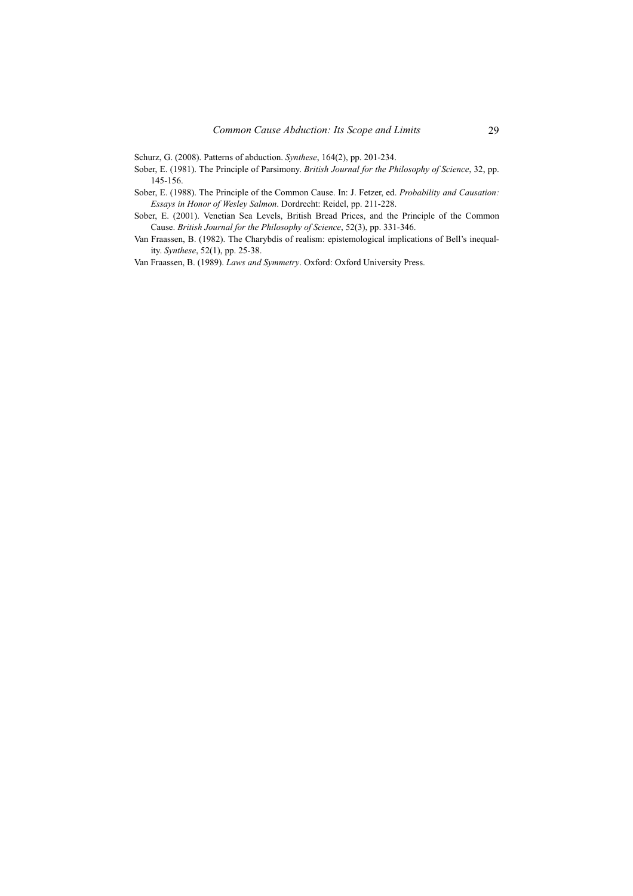Schurz, G. (2008). Patterns of abduction. *Synthese*, 164(2), pp. 201-234.

Sober, E. (1981). The Principle of Parsimony. *British Journal for the Philosophy of Science*, 32, pp. 145-156.

Sober, E. (1988). The Principle of the Common Cause. In: J. Fetzer, ed. *Probability and Causation: Essays in Honor of Wesley Salmon*. Dordrecht: Reidel, pp. 211-228.

Sober, E. (2001). Venetian Sea Levels, British Bread Prices, and the Principle of the Common Cause. *British Journal for the Philosophy of Science*, 52(3), pp. 331-346.

Van Fraassen, B. (1982). The Charybdis of realism: epistemological implications of Bell's inequality. *Synthese*, 52(1), pp. 25-38.

Van Fraassen, B. (1989). *Laws and Symmetry*. Oxford: Oxford University Press.